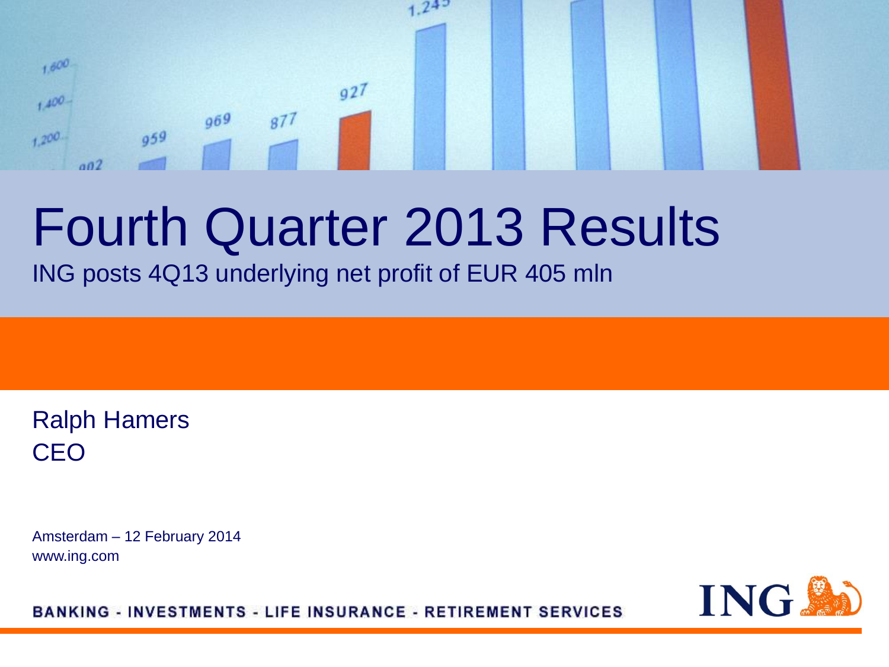# Fourth Quarter 2013 Results

ING posts 4Q13 underlying net profit of EUR 405 mln

Ralph Hamers
CEO

Amsterdam – 12 February 2014
www.ing.com

BANKING - INVESTMENTS - LIFE INSURANCE - RETIREMENT SERVICES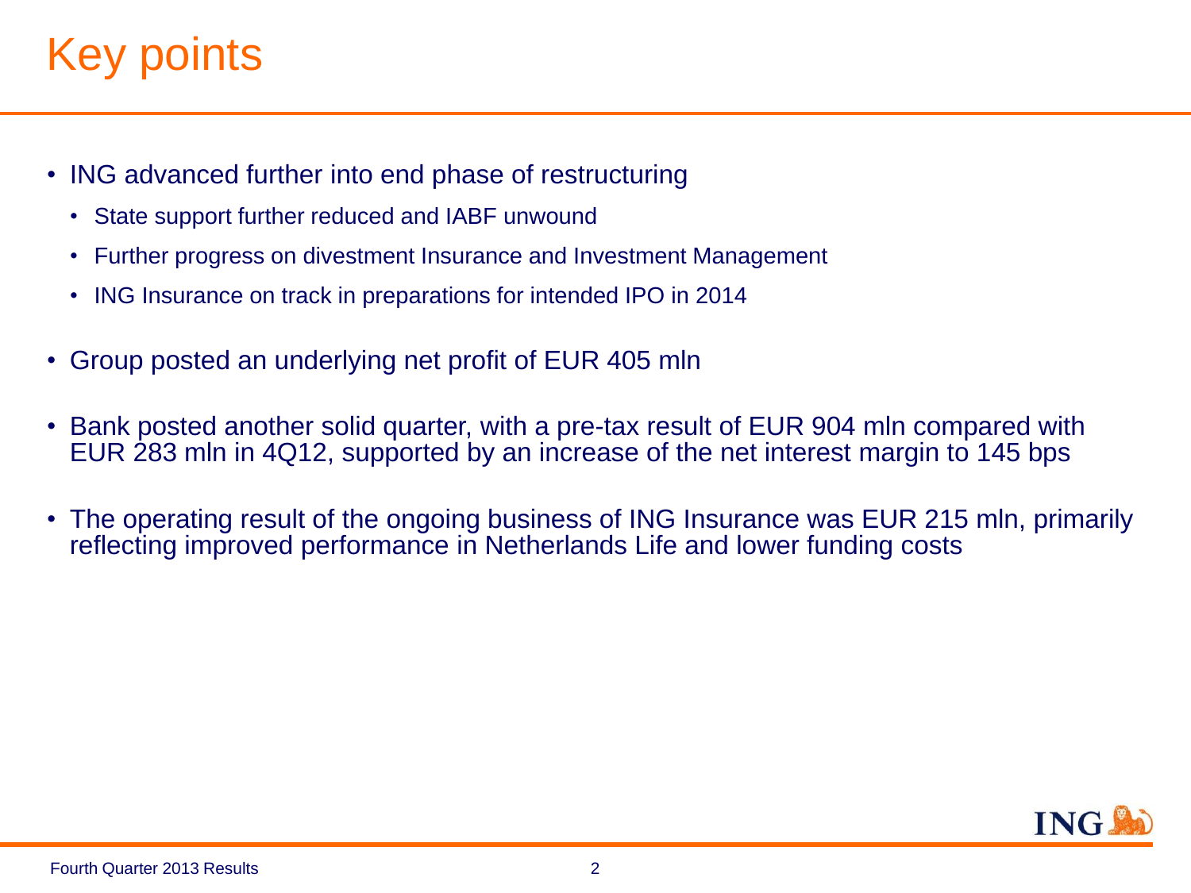# Key points

- ING advanced further into end phase of restructuring
  - State support further reduced and IABF unwound
  - Further progress on divestment Insurance and Investment Management
  - ING Insurance on track in preparations for intended IPO in 2014
- Group posted an underlying net profit of EUR 405 mln
- Bank posted another solid quarter, with a pre-tax result of EUR 904 mln compared with EUR 283 mln in 4Q12, supported by an increase of the net interest margin to 145 bps
- The operating result of the ongoing business of ING Insurance was EUR 215 mln, primarily reflecting improved performance in Netherlands Life and lower funding costs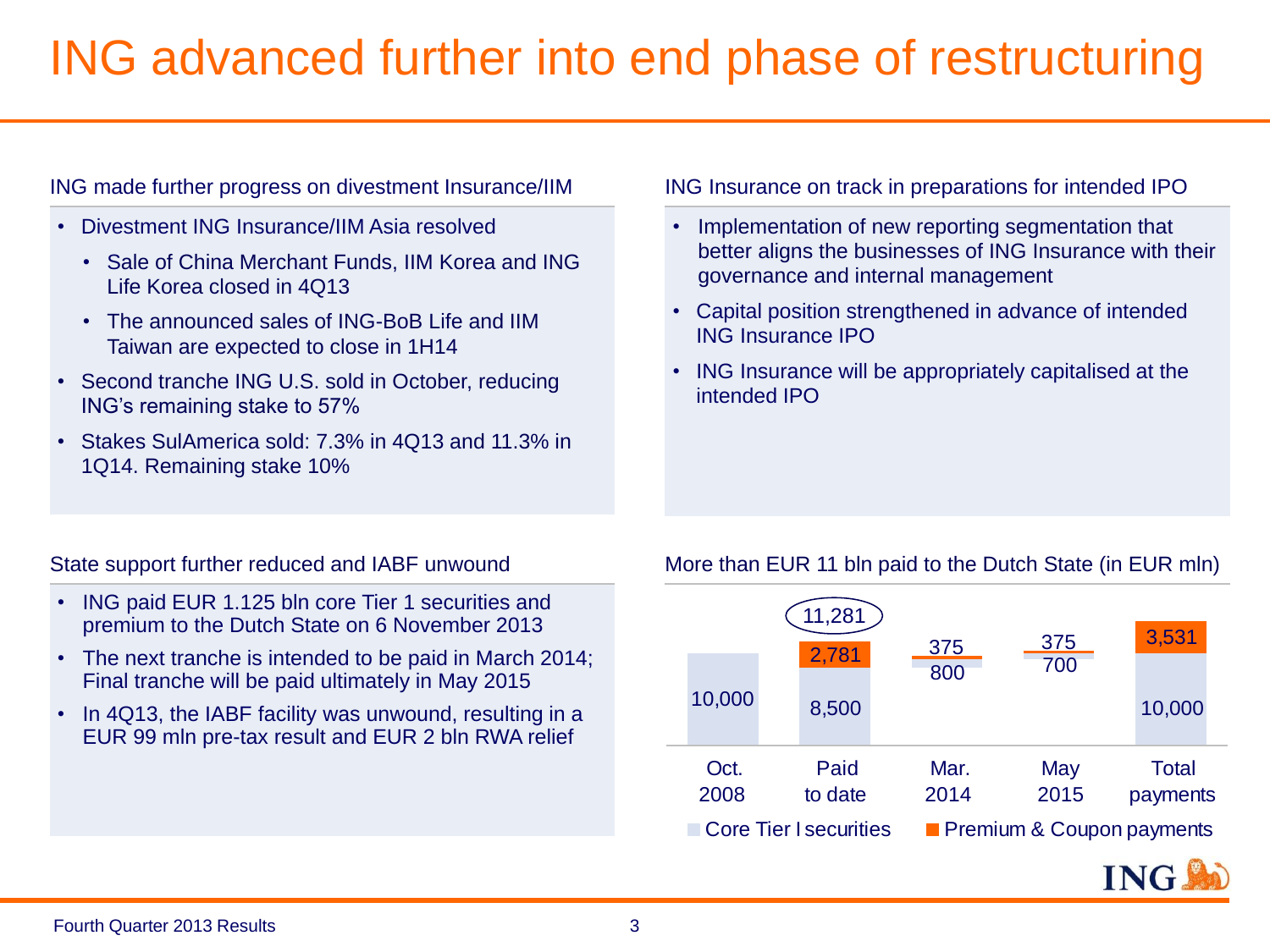# ING advanced further into end phase of restructuring

## ING made further progress on divestment Insurance/IIM

- Divestment ING Insurance/IIM Asia resolved
  - Sale of China Merchant Funds, IIM Korea and ING Life Korea closed in 4Q13
  - The announced sales of ING-BoB Life and IIM Taiwan are expected to close in 1H14
- Second tranche ING U.S. sold in October, reducing ING's remaining stake to 57%
- Stakes SulAmerica sold: 7.3% in 4Q13 and 11.3% in 1Q14. Remaining stake 10%

## ING Insurance on track in preparations for intended IPO

- Implementation of new reporting segmentation that better aligns the businesses of ING Insurance with their governance and internal management
- Capital position strengthened in advance of intended ING Insurance IPO
- ING Insurance will be appropriately capitalised at the intended IPO

## State support further reduced and IABF unwound

- ING paid EUR 1.125 bln core Tier 1 securities and premium to the Dutch State on 6 November 2013
- The next tranche is intended to be paid in March 2014; Final tranche will be paid ultimately in May 2015
- In 4Q13, the IABF facility was unwound, resulting in a EUR 99 mln pre-tax result and EUR 2 bln RWA relief

## More than EUR 11 bln paid to the Dutch State (in EUR mln)

| | Oct. 2008 | Paid to date | Mar. 2014 | May 2015 | Total payments |
|---|---|---|---|---|---|
| Core Tier I securities | 10,000 | 8,500 | 800 | 700 | 10,000 |
| Premium & Coupon payments | | 2,781 | 375 | 375 | 3,531 |
| Total | | 11,281 | | | |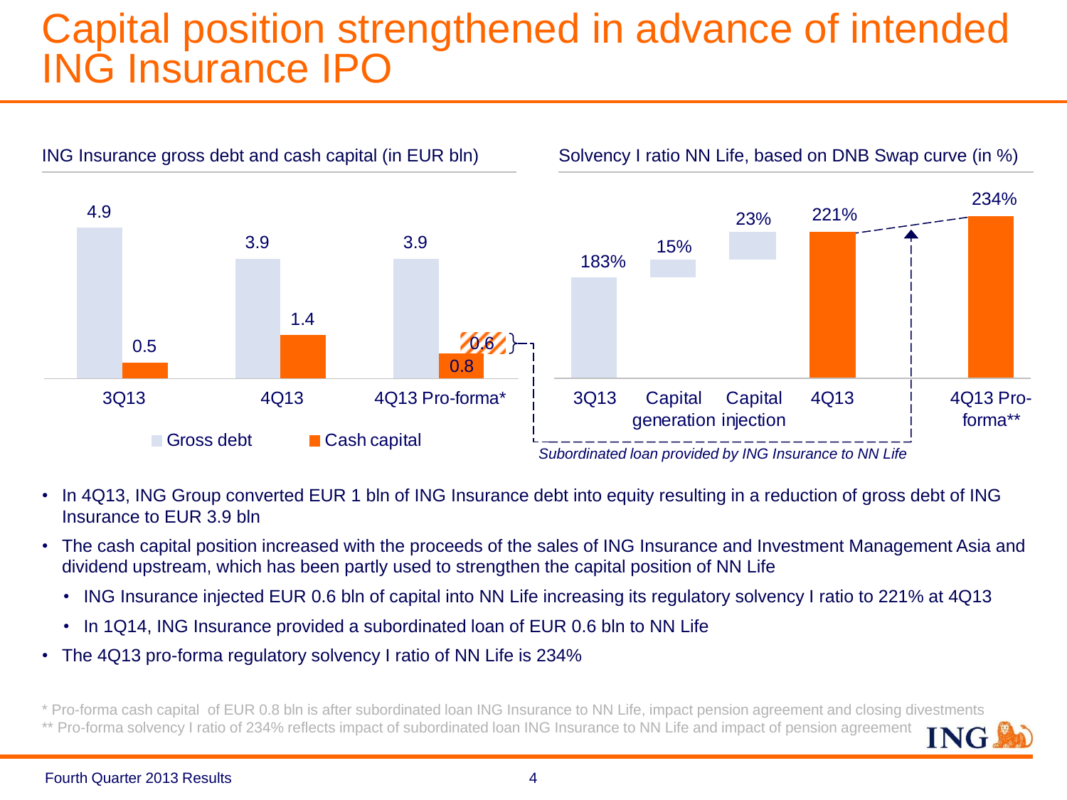# Capital position strengthened in advance of intended ING Insurance IPO

**ING Insurance gross debt and cash capital (in EUR bln)**

| | Gross debt | Cash capital |
|---|---|---|
| 3Q13 | 4.9 | 0.5 |
| 4Q13 | 3.9 | 1.4 |
| 4Q13 Pro-forma* | 3.9 | 0.8 (+0.6) |

**Solvency I ratio NN Life, based on DNB Swap curve (in %)**

| 3Q13 | Capital generation | Capital injection | 4Q13 | 4Q13 Pro-forma** |
|---|---|---|---|---|
| 183% | 15% | 23% | 221% | 234% |

*Subordinated loan provided by ING Insurance to NN Life*

- In 4Q13, ING Group converted EUR 1 bln of ING Insurance debt into equity resulting in a reduction of gross debt of ING Insurance to EUR 3.9 bln
- The cash capital position increased with the proceeds of the sales of ING Insurance and Investment Management Asia and dividend upstream, which has been partly used to strengthen the capital position of NN Life
  - ING Insurance injected EUR 0.6 bln of capital into NN Life increasing its regulatory solvency I ratio to 221% at 4Q13
  - In 1Q14, ING Insurance provided a subordinated loan of EUR 0.6 bln to NN Life
- The 4Q13 pro-forma regulatory solvency I ratio of NN Life is 234%

\* Pro-forma cash capital of EUR 0.8 bln is after subordinated loan ING Insurance to NN Life, impact pension agreement and closing divestments

\*\* Pro-forma solvency I ratio of 234% reflects impact of subordinated loan ING Insurance to NN Life and impact of pension agreement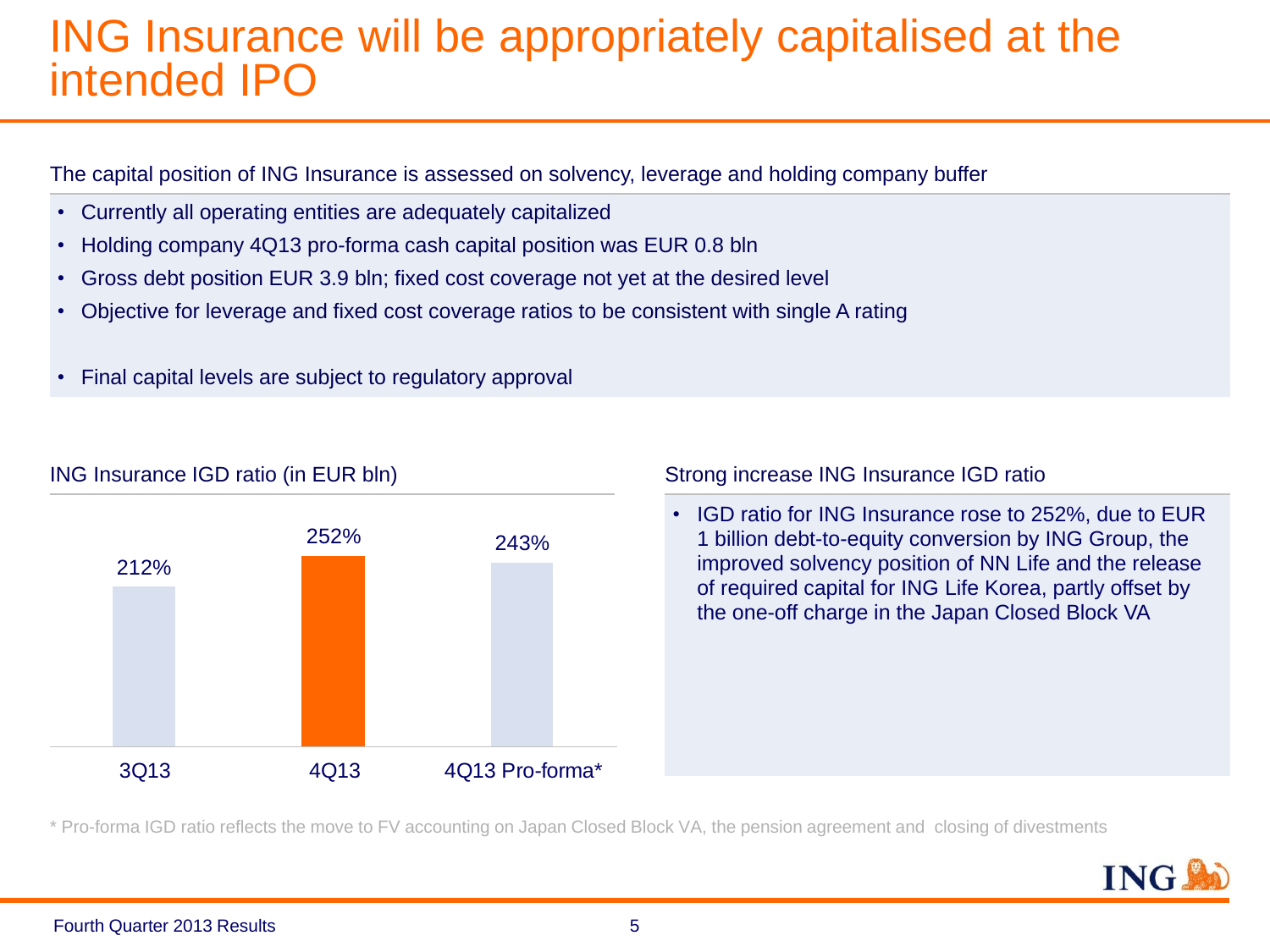# ING Insurance will be appropriately capitalised at the intended IPO

The capital position of ING Insurance is assessed on solvency, leverage and holding company buffer

- Currently all operating entities are adequately capitalized
- Holding company 4Q13 pro-forma cash capital position was EUR 0.8 bln
- Gross debt position EUR 3.9 bln; fixed cost coverage not yet at the desired level
- Objective for leverage and fixed cost coverage ratios to be consistent with single A rating
- Final capital levels are subject to regulatory approval

## ING Insurance IGD ratio (in EUR bln)

| 3Q13 | 4Q13 | 4Q13 Pro-forma* |
|---|---|---|
| 212% | 252% | 243% |

## Strong increase ING Insurance IGD ratio

- IGD ratio for ING Insurance rose to 252%, due to EUR 1 billion debt-to-equity conversion by ING Group, the improved solvency position of NN Life and the release of required capital for ING Life Korea, partly offset by the one-off charge in the Japan Closed Block VA

\* Pro-forma IGD ratio reflects the move to FV accounting on Japan Closed Block VA, the pension agreement and closing of divestments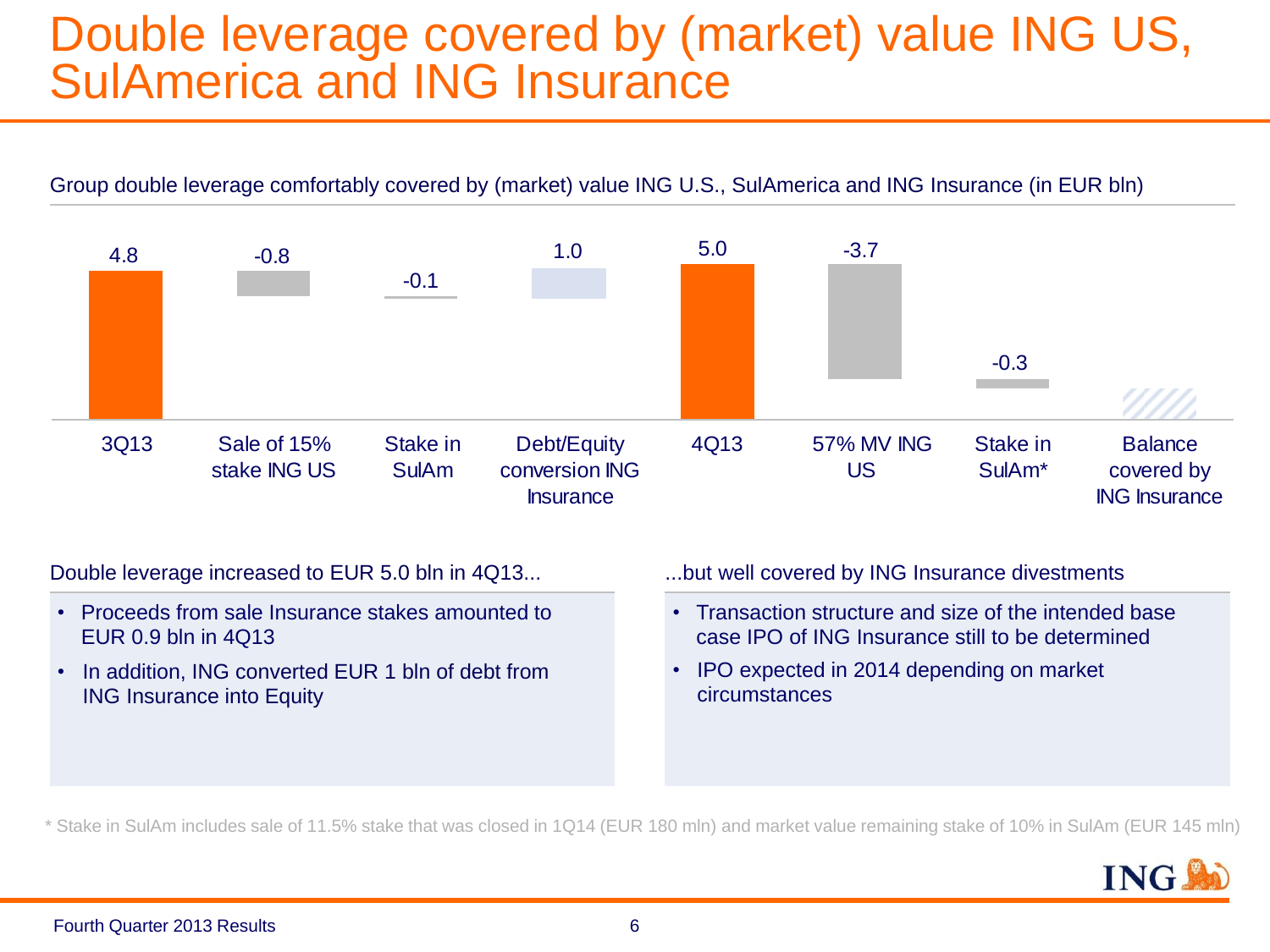# Double leverage covered by (market) value ING US, SulAmerica and ING Insurance

Group double leverage comfortably covered by (market) value ING U.S., SulAmerica and ING Insurance (in EUR bln)

| 3Q13 | Sale of 15% stake ING US | Stake in SulAm | Debt/Equity conversion ING Insurance | 4Q13 | 57% MV ING US | Stake in SulAm* | Balance covered by ING Insurance |
|---|---|---|---|---|---|---|---|
| 4.8 | -0.8 | -0.1 | 1.0 | 5.0 | -3.7 | -0.3 | |

Double leverage increased to EUR 5.0 bln in 4Q13...

- Proceeds from sale Insurance stakes amounted to EUR 0.9 bln in 4Q13
- In addition, ING converted EUR 1 bln of debt from ING Insurance into Equity

...but well covered by ING Insurance divestments

- Transaction structure and size of the intended base case IPO of ING Insurance still to be determined
- IPO expected in 2014 depending on market circumstances

* Stake in SulAm includes sale of 11.5% stake that was closed in 1Q14 (EUR 180 mln) and market value remaining stake of 10% in SulAm (EUR 145 mln)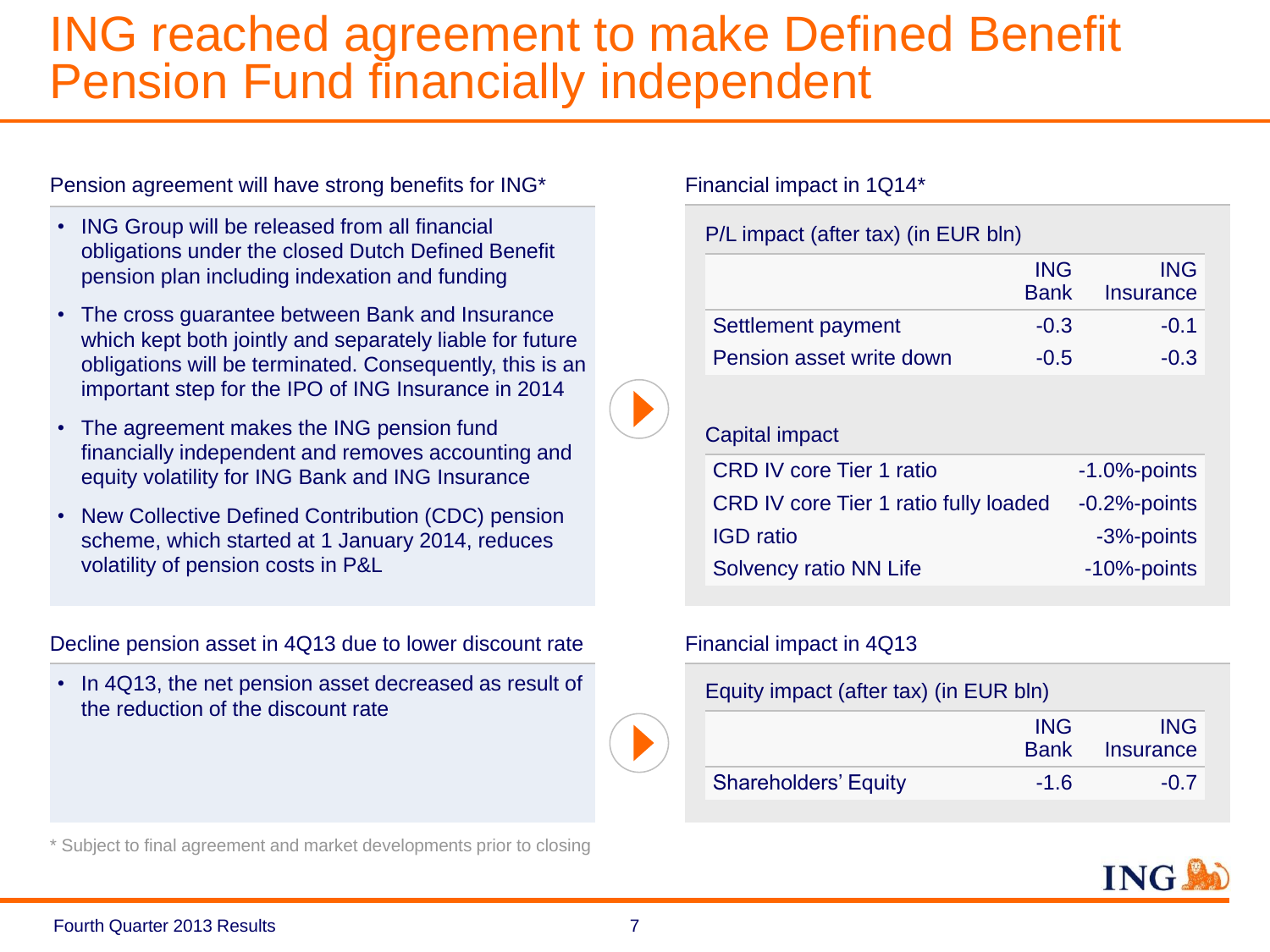# ING reached agreement to make Defined Benefit Pension Fund financially independent

### Pension agreement will have strong benefits for ING*

- ING Group will be released from all financial obligations under the closed Dutch Defined Benefit pension plan including indexation and funding
- The cross guarantee between Bank and Insurance which kept both jointly and separately liable for future obligations will be terminated. Consequently, this is an important step for the IPO of ING Insurance in 2014
- The agreement makes the ING pension fund financially independent and removes accounting and equity volatility for ING Bank and ING Insurance
- New Collective Defined Contribution (CDC) pension scheme, which started at 1 January 2014, reduces volatility of pension costs in P&L

### Financial impact in 1Q14*

P/L impact (after tax) (in EUR bln)

| | ING Bank | ING Insurance |
|---|---|---|
| Settlement payment | -0.3 | -0.1 |
| Pension asset write down | -0.5 | -0.3 |

Capital impact

| | |
|---|---|
| CRD IV core Tier 1 ratio | -1.0%-points |
| CRD IV core Tier 1 ratio fully loaded | -0.2%-points |
| IGD ratio | -3%-points |
| Solvency ratio NN Life | -10%-points |

### Decline pension asset in 4Q13 due to lower discount rate

- In 4Q13, the net pension asset decreased as result of the reduction of the discount rate

### Financial impact in 4Q13

Equity impact (after tax) (in EUR bln)

| | ING Bank | ING Insurance |
|---|---|---|
| Shareholders' Equity | -1.6 | -0.7 |

\* Subject to final agreement and market developments prior to closing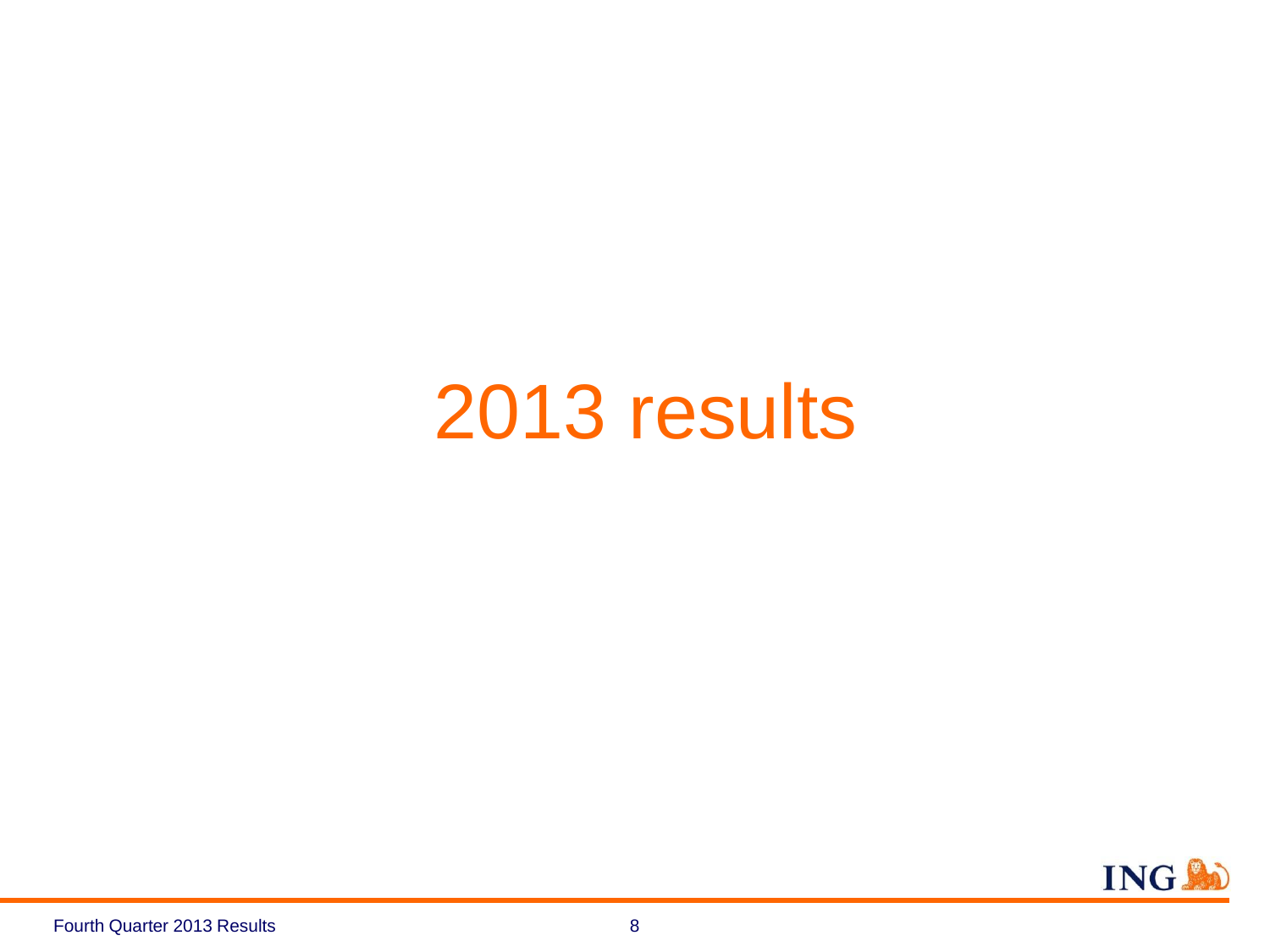# 2013 results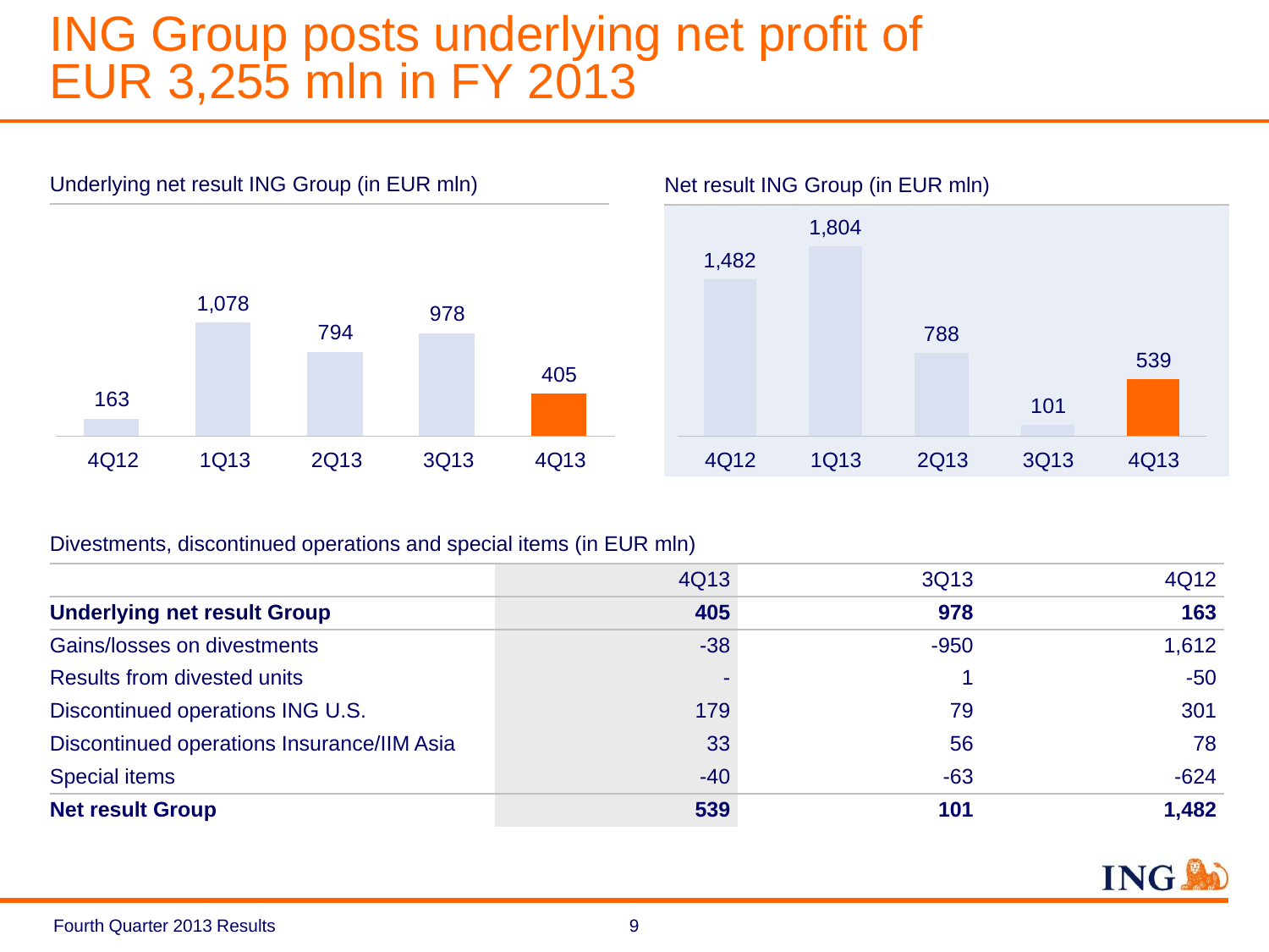# ING Group posts underlying net profit of EUR 3,255 mln in FY 2013

Underlying net result ING Group (in EUR mln)

| 4Q12 | 1Q13 | 2Q13 | 3Q13 | 4Q13 |
|---|---|---|---|---|
| 163 | 1,078 | 794 | 978 | 405 |

Net result ING Group (in EUR mln)

| 4Q12 | 1Q13 | 2Q13 | 3Q13 | 4Q13 |
|---|---|---|---|---|
| 1,482 | 1,804 | 788 | 101 | 539 |

Divestments, discontinued operations and special items (in EUR mln)

| | 4Q13 | 3Q13 | 4Q12 |
|---|---|---|---|
| **Underlying net result Group** | **405** | **978** | **163** |
| Gains/losses on divestments | -38 | -950 | 1,612 |
| Results from divested units | - | 1 | -50 |
| Discontinued operations ING U.S. | 179 | 79 | 301 |
| Discontinued operations Insurance/IIM Asia | 33 | 56 | 78 |
| Special items | -40 | -63 | -624 |
| **Net result Group** | **539** | **101** | **1,482** |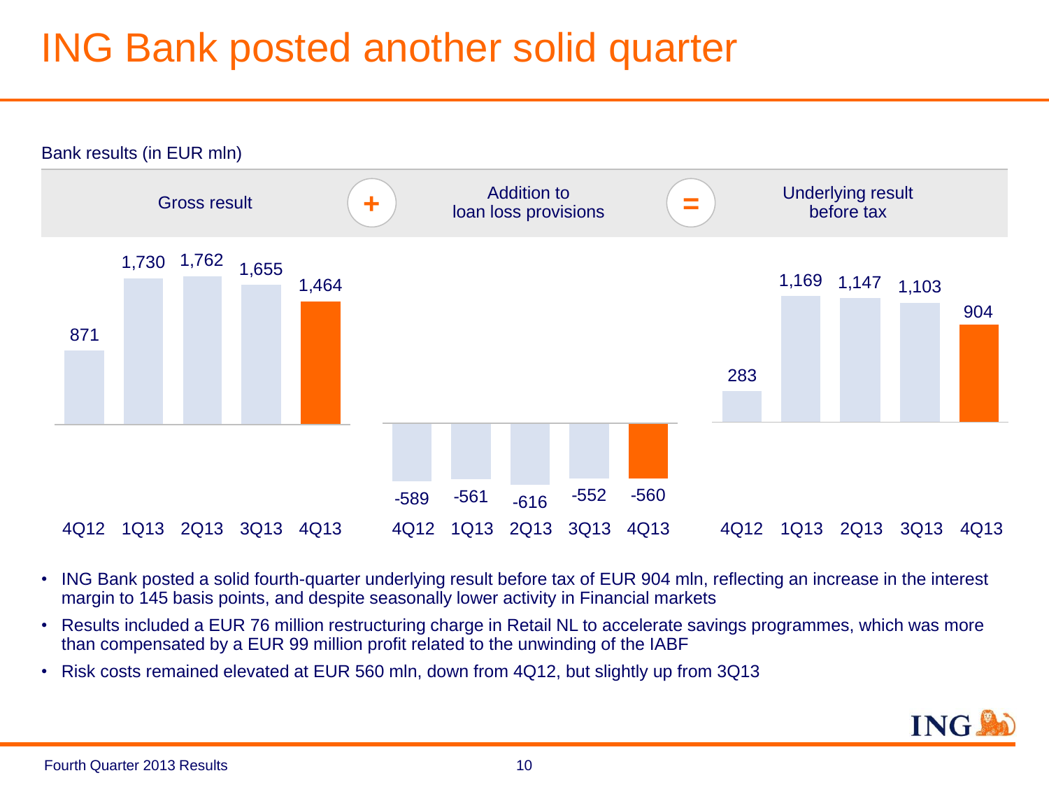# ING Bank posted another solid quarter

Bank results (in EUR mln)

| | 4Q12 | 1Q13 | 2Q13 | 3Q13 | 4Q13 |
|---|---|---|---|---|---|
| Gross result | 871 | 1,730 | 1,762 | 1,655 | 1,464 |
| + Addition to loan loss provisions | -589 | -561 | -616 | -552 | -560 |
| = Underlying result before tax | 283 | 1,169 | 1,147 | 1,103 | 904 |

- ING Bank posted a solid fourth-quarter underlying result before tax of EUR 904 mln, reflecting an increase in the interest margin to 145 basis points, and despite seasonally lower activity in Financial markets
- Results included a EUR 76 million restructuring charge in Retail NL to accelerate savings programmes, which was more than compensated by a EUR 99 million profit related to the unwinding of the IABF
- Risk costs remained elevated at EUR 560 mln, down from 4Q12, but slightly up from 3Q13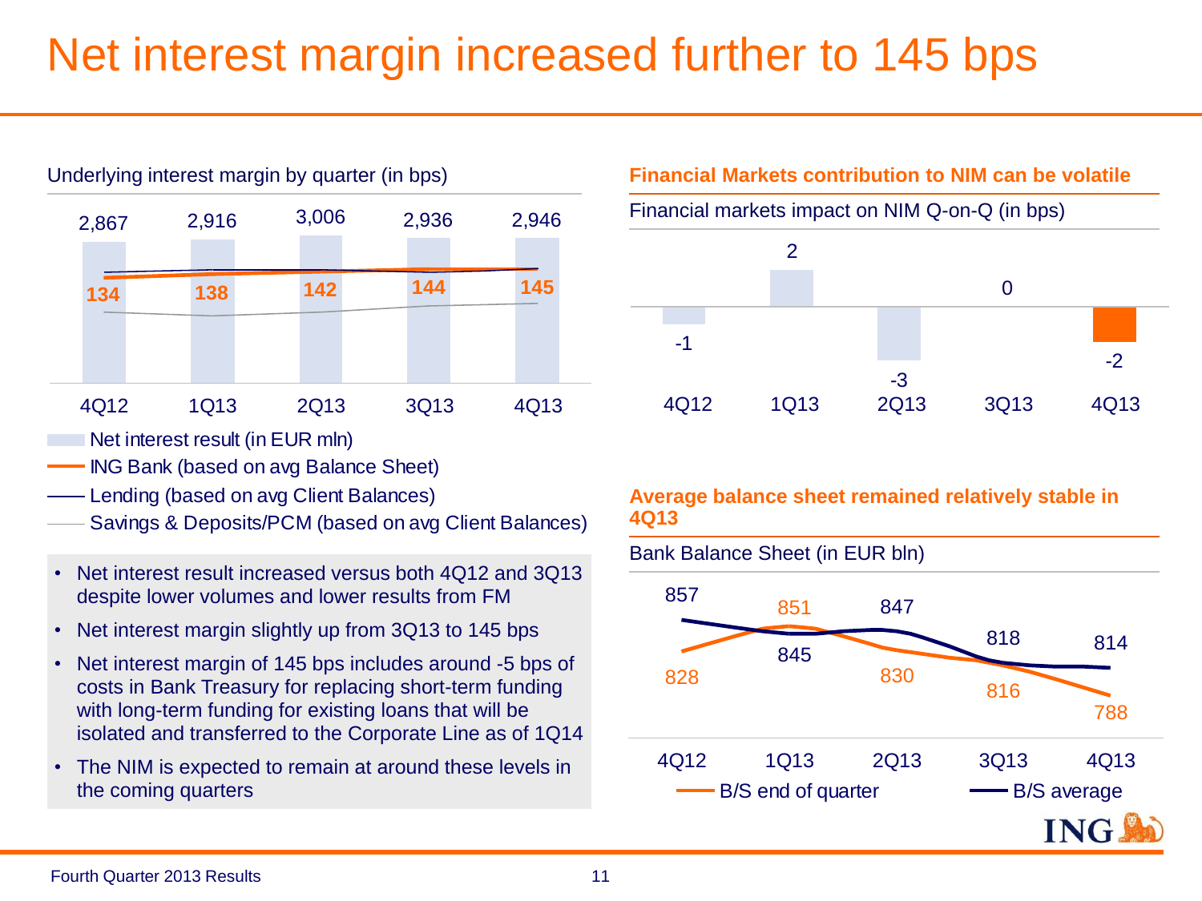# Net interest margin increased further to 145 bps

Underlying interest margin by quarter (in bps)

| | 4Q12 | 1Q13 | 2Q13 | 3Q13 | 4Q13 |
|---|---|---|---|---|---|
| Net interest result (in EUR mln) | 2,867 | 2,916 | 3,006 | 2,936 | 2,946 |
| ING Bank (based on avg Balance Sheet) | 134 | 138 | 142 | 144 | 145 |

- Net interest result (in EUR mln)
- ING Bank (based on avg Balance Sheet)
- Lending (based on avg Client Balances)
- Savings & Deposits/PCM (based on avg Client Balances)

- Net interest result increased versus both 4Q12 and 3Q13 despite lower volumes and lower results from FM
- Net interest margin slightly up from 3Q13 to 145 bps
- Net interest margin of 145 bps includes around -5 bps of costs in Bank Treasury for replacing short-term funding with long-term funding for existing loans that will be isolated and transferred to the Corporate Line as of 1Q14
- The NIM is expected to remain at around these levels in the coming quarters

**Financial Markets contribution to NIM can be volatile**

Financial markets impact on NIM Q-on-Q (in bps)

| 4Q12 | 1Q13 | 2Q13 | 3Q13 | 4Q13 |
|---|---|---|---|---|
| -1 | 2 | -3 | 0 | -2 |

**Average balance sheet remained relatively stable in 4Q13**

Bank Balance Sheet (in EUR bln)

| | 4Q12 | 1Q13 | 2Q13 | 3Q13 | 4Q13 |
|---|---|---|---|---|---|
| B/S end of quarter | 828 | 851 | 830 | 816 | 788 |
| B/S average | 857 | 845 | 847 | 818 | 814 |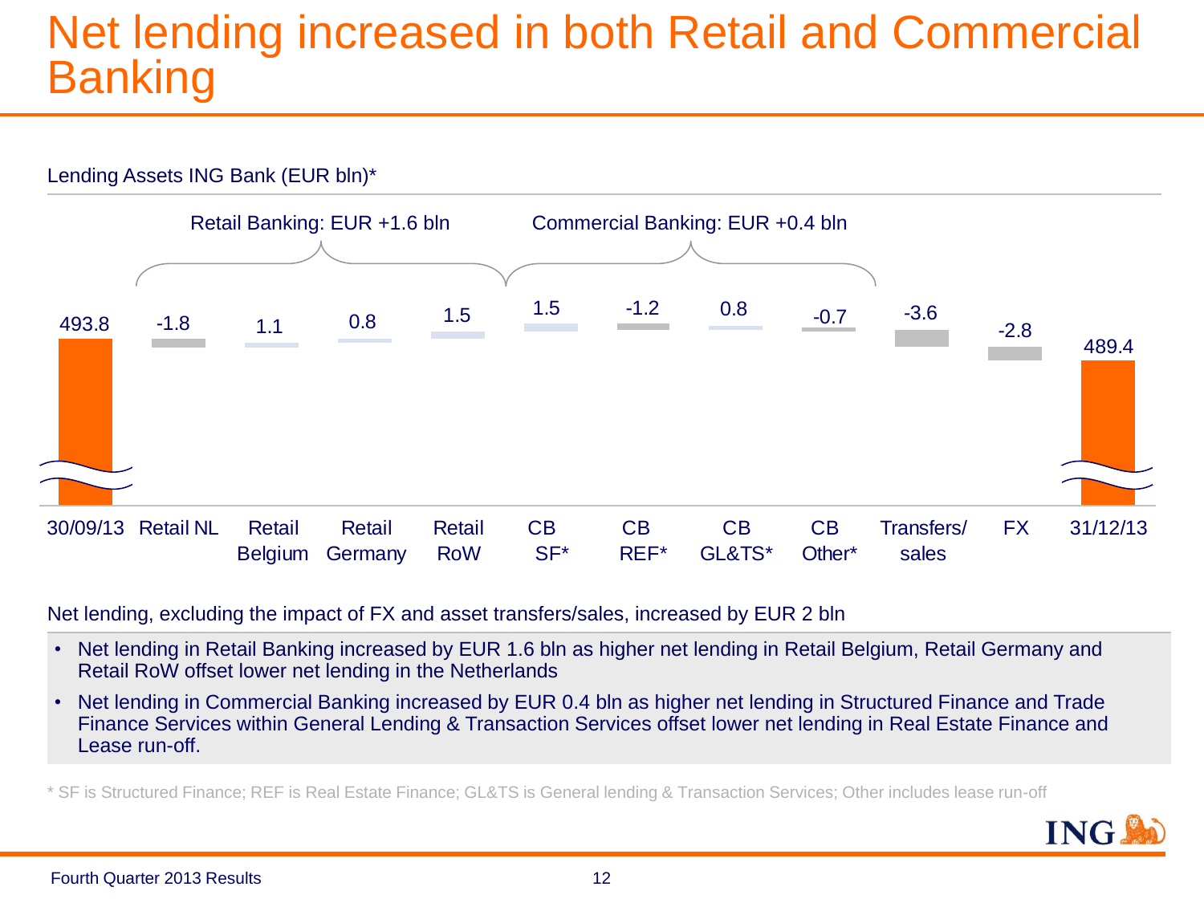# Net lending increased in both Retail and Commercial Banking

Lending Assets ING Bank (EUR bln)*

Retail Banking: EUR +1.6 bln | Commercial Banking: EUR +0.4 bln

| 30/09/13 | Retail NL | Retail Belgium | Retail Germany | Retail RoW | CB SF* | CB REF* | CB GL&TS* | CB Other* | Transfers/ sales | FX | 31/12/13 |
|---|---|---|---|---|---|---|---|---|---|---|---|
| 493.8 | -1.8 | 1.1 | 0.8 | 1.5 | 1.5 | -1.2 | 0.8 | -0.7 | -3.6 | -2.8 | 489.4 |

Net lending, excluding the impact of FX and asset transfers/sales, increased by EUR 2 bln

- Net lending in Retail Banking increased by EUR 1.6 bln as higher net lending in Retail Belgium, Retail Germany and Retail RoW offset lower net lending in the Netherlands
- Net lending in Commercial Banking increased by EUR 0.4 bln as higher net lending in Structured Finance and Trade Finance Services within General Lending & Transaction Services offset lower net lending in Real Estate Finance and Lease run-off.

\* SF is Structured Finance; REF is Real Estate Finance; GL&TS is General lending & Transaction Services; Other includes lease run-off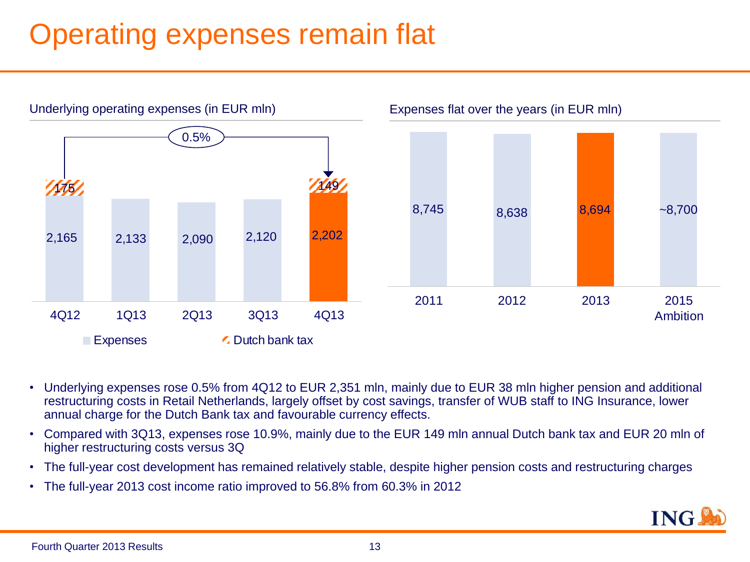# Operating expenses remain flat

**Underlying operating expenses (in EUR mln)**

| | 4Q12 | 1Q13 | 2Q13 | 3Q13 | 4Q13 |
|---|---|---|---|---|---|
| Expenses | 2,165 | 2,133 | 2,090 | 2,120 | 2,202 |
| Dutch bank tax | 175 | | | | 149 |

Change 4Q12 to 4Q13: 0.5%

**Expenses flat over the years (in EUR mln)**

| 2011 | 2012 | 2013 | 2015 Ambition |
|---|---|---|---|
| 8,745 | 8,638 | 8,694 | ~8,700 |

- Underlying expenses rose 0.5% from 4Q12 to EUR 2,351 mln, mainly due to EUR 38 mln higher pension and additional restructuring costs in Retail Netherlands, largely offset by cost savings, transfer of WUB staff to ING Insurance, lower annual charge for the Dutch Bank tax and favourable currency effects.
- Compared with 3Q13, expenses rose 10.9%, mainly due to the EUR 149 mln annual Dutch bank tax and EUR 20 mln of higher restructuring costs versus 3Q
- The full-year cost development has remained relatively stable, despite higher pension costs and restructuring charges
- The full-year 2013 cost income ratio improved to 56.8% from 60.3% in 2012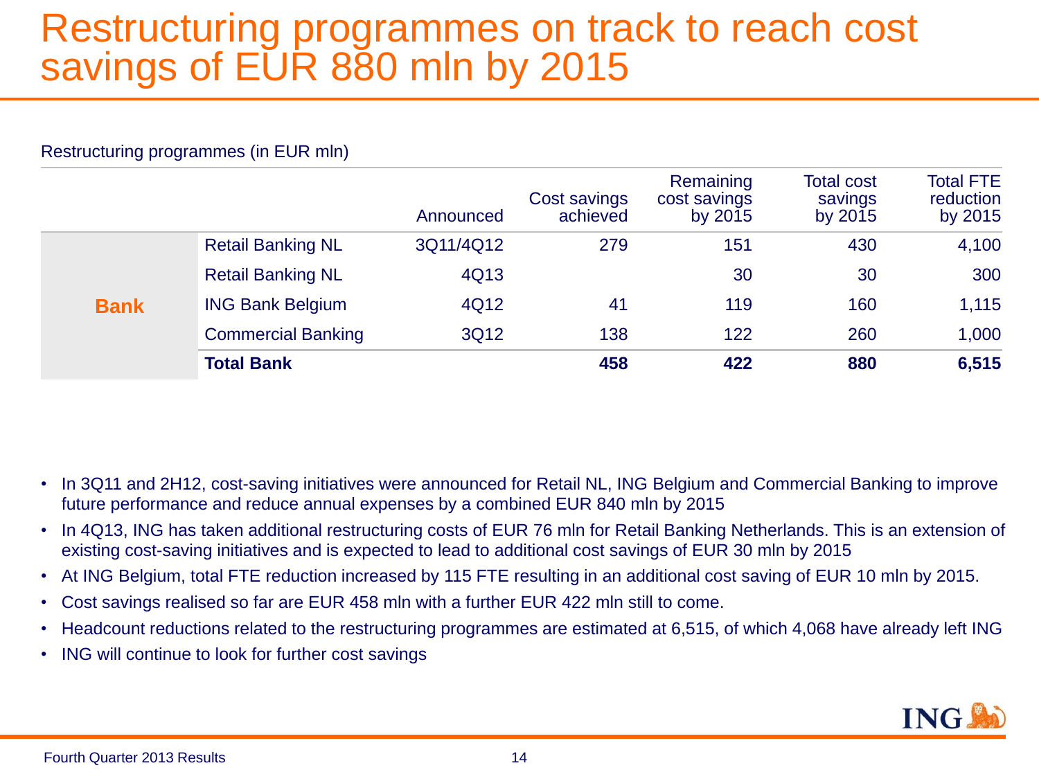# Restructuring programmes on track to reach cost savings of EUR 880 mln by 2015

Restructuring programmes (in EUR mln)

| | | Announced | Cost savings achieved | Remaining cost savings by 2015 | Total cost savings by 2015 | Total FTE reduction by 2015 |
|---|---|---|---|---|---|---|
| **Bank** | Retail Banking NL | 3Q11/4Q12 | 279 | 151 | 430 | 4,100 |
| | Retail Banking NL | 4Q13 | | 30 | 30 | 300 |
| | ING Bank Belgium | 4Q12 | 41 | 119 | 160 | 1,115 |
| | Commercial Banking | 3Q12 | 138 | 122 | 260 | 1,000 |
| | **Total Bank** | | **458** | **422** | **880** | **6,515** |

- In 3Q11 and 2H12, cost-saving initiatives were announced for Retail NL, ING Belgium and Commercial Banking to improve future performance and reduce annual expenses by a combined EUR 840 mln by 2015
- In 4Q13, ING has taken additional restructuring costs of EUR 76 mln for Retail Banking Netherlands. This is an extension of existing cost-saving initiatives and is expected to lead to additional cost savings of EUR 30 mln by 2015
- At ING Belgium, total FTE reduction increased by 115 FTE resulting in an additional cost saving of EUR 10 mln by 2015.
- Cost savings realised so far are EUR 458 mln with a further EUR 422 mln still to come.
- Headcount reductions related to the restructuring programmes are estimated at 6,515, of which 4,068 have already left ING
- ING will continue to look for further cost savings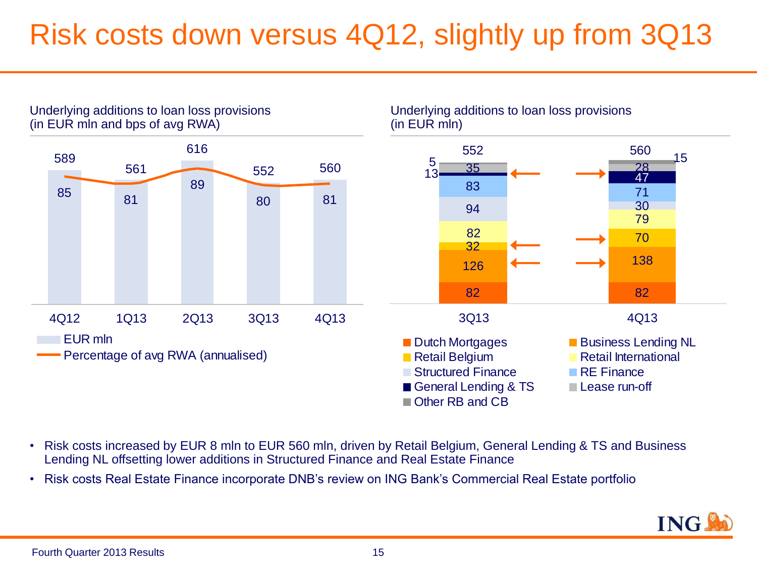# Risk costs down versus 4Q12, slightly up from 3Q13

Underlying additions to loan loss provisions (in EUR mln and bps of avg RWA)

| | 4Q12 | 1Q13 | 2Q13 | 3Q13 | 4Q13 |
|---|---|---|---|---|---|
| EUR mln | 589 | 561 | 616 | 552 | 560 |
| Percentage of avg RWA (annualised) | 85 | 81 | 89 | 80 | 81 |

Underlying additions to loan loss provisions (in EUR mln)

| | 3Q13 | 4Q13 |
|---|---|---|
| Dutch Mortgages | 82 | 82 |
| Business Lending NL | 126 | 138 |
| Retail Belgium | 32 | 70 |
| Retail International | 82 | 79 |
| Structured Finance | 94 | 30 |
| RE Finance | 83 | 71 |
| General Lending & TS | 13 | 47 |
| Lease run-off | 35 | 28 |
| Other RB and CB | 5 | 15 |
| Total | 552 | 560 |

- Risk costs increased by EUR 8 mln to EUR 560 mln, driven by Retail Belgium, General Lending & TS and Business Lending NL offsetting lower additions in Structured Finance and Real Estate Finance
- Risk costs Real Estate Finance incorporate DNB's review on ING Bank's Commercial Real Estate portfolio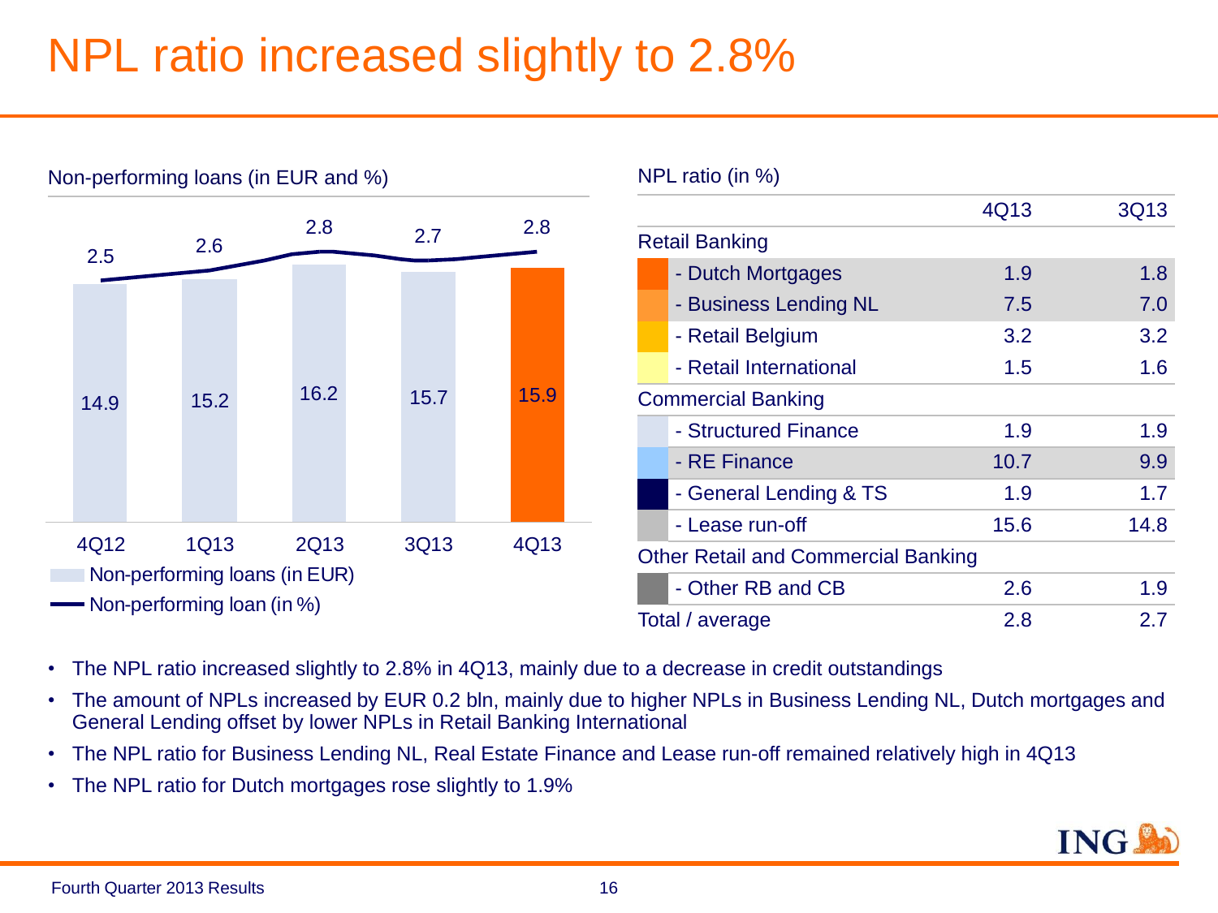# NPL ratio increased slightly to 2.8%

**Non-performing loans (in EUR and %)**

| | 4Q12 | 1Q13 | 2Q13 | 3Q13 | 4Q13 |
|---|---|---|---|---|---|
| Non-performing loans (in EUR) | 14.9 | 15.2 | 16.2 | 15.7 | 15.9 |
| Non-performing loan (in %) | 2.5 | 2.6 | 2.8 | 2.7 | 2.8 |

**NPL ratio (in %)**

| | 4Q13 | 3Q13 |
|---|---|---|
| **Retail Banking** | | |
| - Dutch Mortgages | 1.9 | 1.8 |
| - Business Lending NL | 7.5 | 7.0 |
| - Retail Belgium | 3.2 | 3.2 |
| - Retail International | 1.5 | 1.6 |
| **Commercial Banking** | | |
| - Structured Finance | 1.9 | 1.9 |
| - RE Finance | 10.7 | 9.9 |
| - General Lending & TS | 1.9 | 1.7 |
| - Lease run-off | 15.6 | 14.8 |
| **Other Retail and Commercial Banking** | | |
| - Other RB and CB | 2.6 | 1.9 |
| Total / average | 2.8 | 2.7 |

- The NPL ratio increased slightly to 2.8% in 4Q13, mainly due to a decrease in credit outstandings
- The amount of NPLs increased by EUR 0.2 bln, mainly due to higher NPLs in Business Lending NL, Dutch mortgages and General Lending offset by lower NPLs in Retail Banking International
- The NPL ratio for Business Lending NL, Real Estate Finance and Lease run-off remained relatively high in 4Q13
- The NPL ratio for Dutch mortgages rose slightly to 1.9%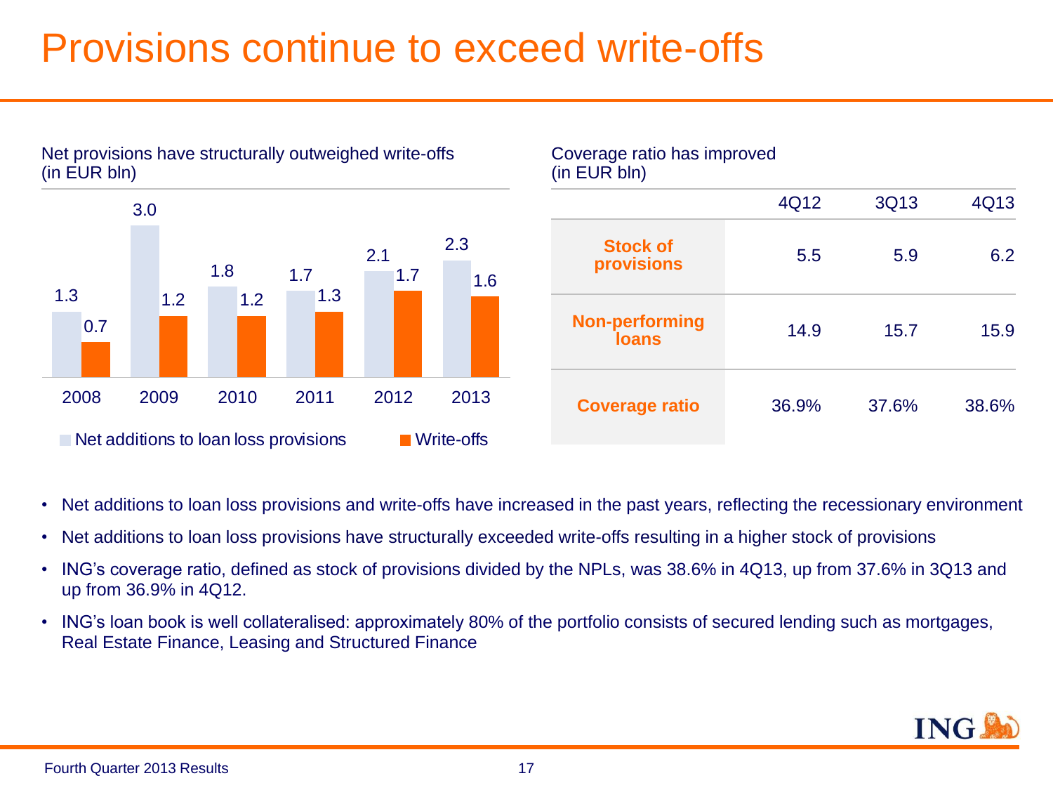# Provisions continue to exceed write-offs

Net provisions have structurally outweighed write-offs
(in EUR bln)

| | 2008 | 2009 | 2010 | 2011 | 2012 | 2013 |
|---|---|---|---|---|---|---|
| Net additions to loan loss provisions | 1.3 | 3.0 | 1.8 | 1.7 | 2.1 | 2.3 |
| Write-offs | 0.7 | 1.2 | 1.2 | 1.3 | 1.7 | 1.6 |

Coverage ratio has improved
(in EUR bln)

| | 4Q12 | 3Q13 | 4Q13 |
|---|---|---|---|
| **Stock of provisions** | 5.5 | 5.9 | 6.2 |
| **Non-performing loans** | 14.9 | 15.7 | 15.9 |
| **Coverage ratio** | 36.9% | 37.6% | 38.6% |

- Net additions to loan loss provisions and write-offs have increased in the past years, reflecting the recessionary environment
- Net additions to loan loss provisions have structurally exceeded write-offs resulting in a higher stock of provisions
- ING's coverage ratio, defined as stock of provisions divided by the NPLs, was 38.6% in 4Q13, up from 37.6% in 3Q13 and up from 36.9% in 4Q12.
- ING's loan book is well collateralised: approximately 80% of the portfolio consists of secured lending such as mortgages, Real Estate Finance, Leasing and Structured Finance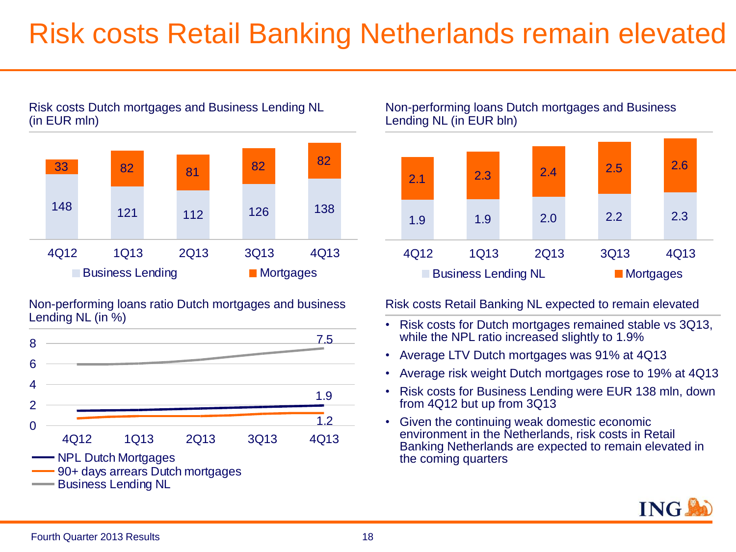# Risk costs Retail Banking Netherlands remain elevated

## Risk costs Dutch mortgages and Business Lending NL (in EUR mln)

| | 4Q12 | 1Q13 | 2Q13 | 3Q13 | 4Q13 |
|---|---|---|---|---|---|
| Business Lending | 148 | 121 | 112 | 126 | 138 |
| Mortgages | 33 | 82 | 81 | 82 | 82 |

## Non-performing loans Dutch mortgages and Business Lending NL (in EUR bln)

| | 4Q12 | 1Q13 | 2Q13 | 3Q13 | 4Q13 |
|---|---|---|---|---|---|
| Business Lending NL | 1.9 | 1.9 | 2.0 | 2.2 | 2.3 |
| Mortgages | 2.1 | 2.3 | 2.4 | 2.5 | 2.6 |

## Non-performing loans ratio Dutch mortgages and business Lending NL (in %)

| | 4Q12 | 1Q13 | 2Q13 | 3Q13 | 4Q13 |
|---|---|---|---|---|---|
| NPL Dutch Mortgages | | | | | 1.9 |
| 90+ days arrears Dutch mortgages | | | | | 1.2 |
| Business Lending NL | | | | | 7.5 |

## Risk costs Retail Banking NL expected to remain elevated

- Risk costs for Dutch mortgages remained stable vs 3Q13, while the NPL ratio increased slightly to 1.9%
- Average LTV Dutch mortgages was 91% at 4Q13
- Average risk weight Dutch mortgages rose to 19% at 4Q13
- Risk costs for Business Lending were EUR 138 mln, down from 4Q12 but up from 3Q13
- Given the continuing weak domestic economic environment in the Netherlands, risk costs in Retail Banking Netherlands are expected to remain elevated in the coming quarters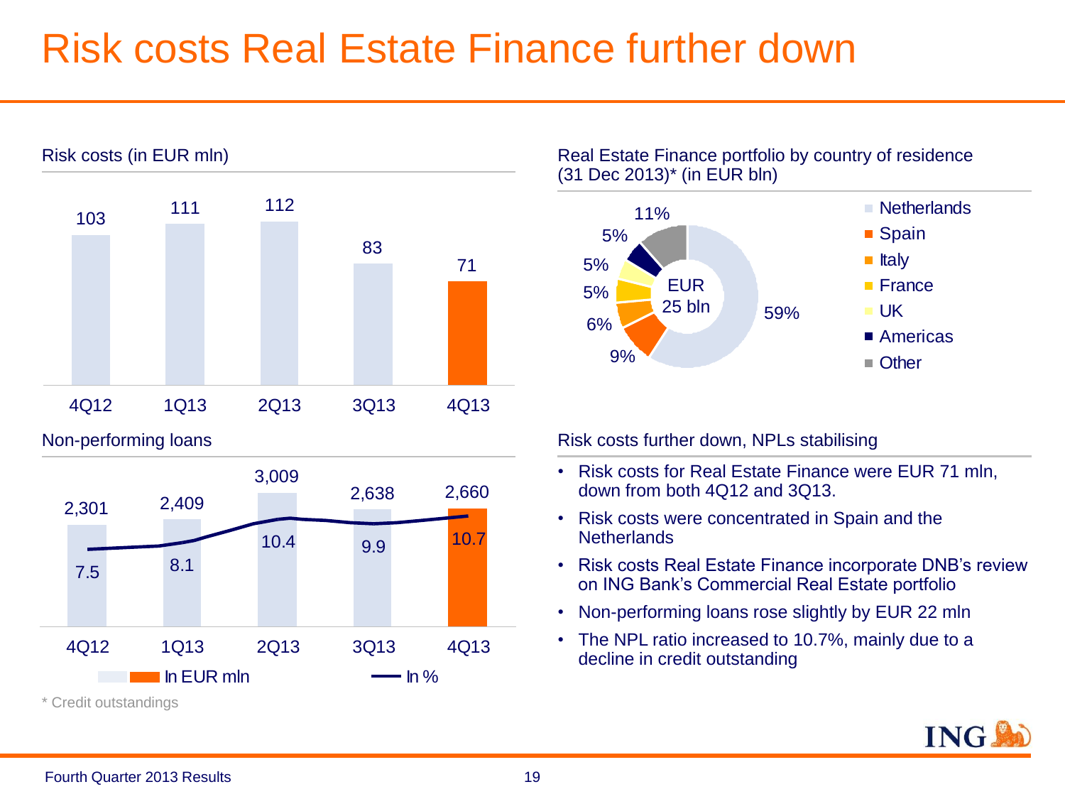# Risk costs Real Estate Finance further down

## Risk costs (in EUR mln)

| 4Q12 | 1Q13 | 2Q13 | 3Q13 | 4Q13 |
|---|---|---|---|---|
| 103 | 111 | 112 | 83 | 71 |

## Real Estate Finance portfolio by country of residence (31 Dec 2013)* (in EUR bln)

EUR 25 bln

| Country | Share |
|---|---|
| Netherlands | 59% |
| Spain | 9% |
| Italy | 6% |
| France | 5% |
| UK | 5% |
| Americas | 5% |
| Other | 11% |

## Non-performing loans

| | 4Q12 | 1Q13 | 2Q13 | 3Q13 | 4Q13 |
|---|---|---|---|---|---|
| In EUR mln | 2,301 | 2,409 | 3,009 | 2,638 | 2,660 |
| In % | 7.5 | 8.1 | 10.4 | 9.9 | 10.7 |

\* Credit outstandings

## Risk costs further down, NPLs stabilising

- Risk costs for Real Estate Finance were EUR 71 mln, down from both 4Q12 and 3Q13.
- Risk costs were concentrated in Spain and the Netherlands
- Risk costs Real Estate Finance incorporate DNB's review on ING Bank's Commercial Real Estate portfolio
- Non-performing loans rose slightly by EUR 22 mln
- The NPL ratio increased to 10.7%, mainly due to a decline in credit outstanding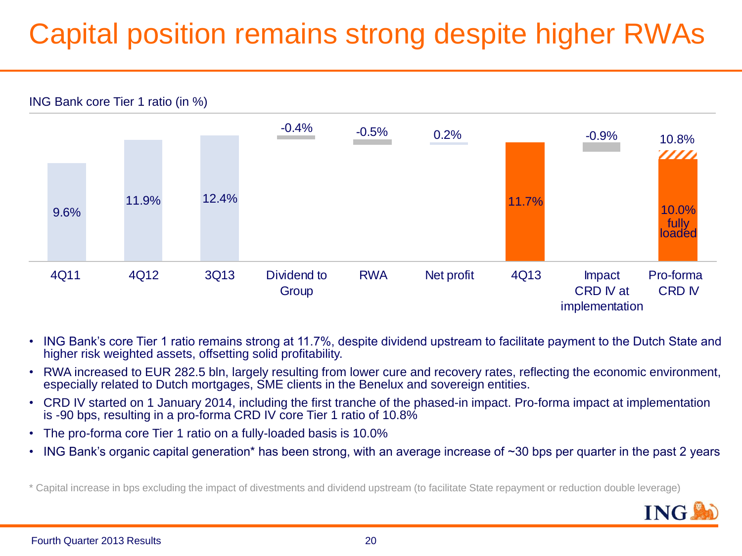# Capital position remains strong despite higher RWAs

ING Bank core Tier 1 ratio (in %)

| 4Q11 | 4Q12 | 3Q13 | Dividend to Group | RWA | Net profit | 4Q13 | Impact CRD IV at implementation | Pro-forma CRD IV |
|---|---|---|---|---|---|---|---|---|
| 9.6% | 11.9% | 12.4% | -0.4% | -0.5% | 0.2% | 11.7% | -0.9% | 10.8% (10.0% fully loaded) |

- ING Bank's core Tier 1 ratio remains strong at 11.7%, despite dividend upstream to facilitate payment to the Dutch State and higher risk weighted assets, offsetting solid profitability.
- RWA increased to EUR 282.5 bln, largely resulting from lower cure and recovery rates, reflecting the economic environment, especially related to Dutch mortgages, SME clients in the Benelux and sovereign entities.
- CRD IV started on 1 January 2014, including the first tranche of the phased-in impact. Pro-forma impact at implementation is -90 bps, resulting in a pro-forma CRD IV core Tier 1 ratio of 10.8%
- The pro-forma core Tier 1 ratio on a fully-loaded basis is 10.0%
- ING Bank's organic capital generation* has been strong, with an average increase of ~30 bps per quarter in the past 2 years

\* Capital increase in bps excluding the impact of divestments and dividend upstream (to facilitate State repayment or reduction double leverage)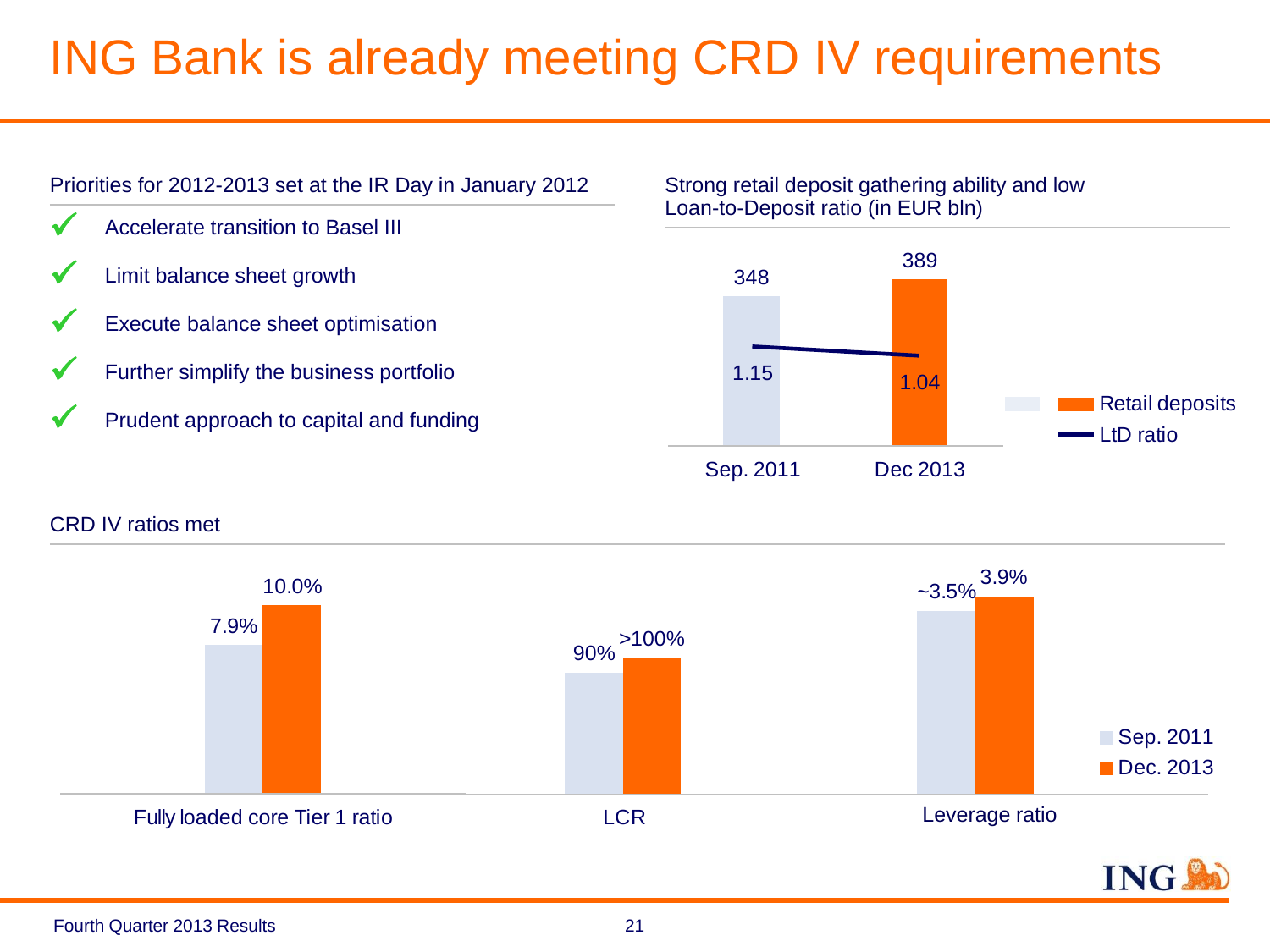# ING Bank is already meeting CRD IV requirements

## Priorities for 2012-2013 set at the IR Day in January 2012

- ✓ Accelerate transition to Basel III
- ✓ Limit balance sheet growth
- ✓ Execute balance sheet optimisation
- ✓ Further simplify the business portfolio
- ✓ Prudent approach to capital and funding

## Strong retail deposit gathering ability and low Loan-to-Deposit ratio (in EUR bln)

| | Sep. 2011 | Dec 2013 |
|---|---|---|
| Retail deposits | 348 | 389 |
| LtD ratio | 1.15 | 1.04 |

## CRD IV ratios met

| | Sep. 2011 | Dec. 2013 |
|---|---|---|
| Fully loaded core Tier 1 ratio | 7.9% | 10.0% |
| LCR | 90% | >100% |
| Leverage ratio | ~3.5% | 3.9% |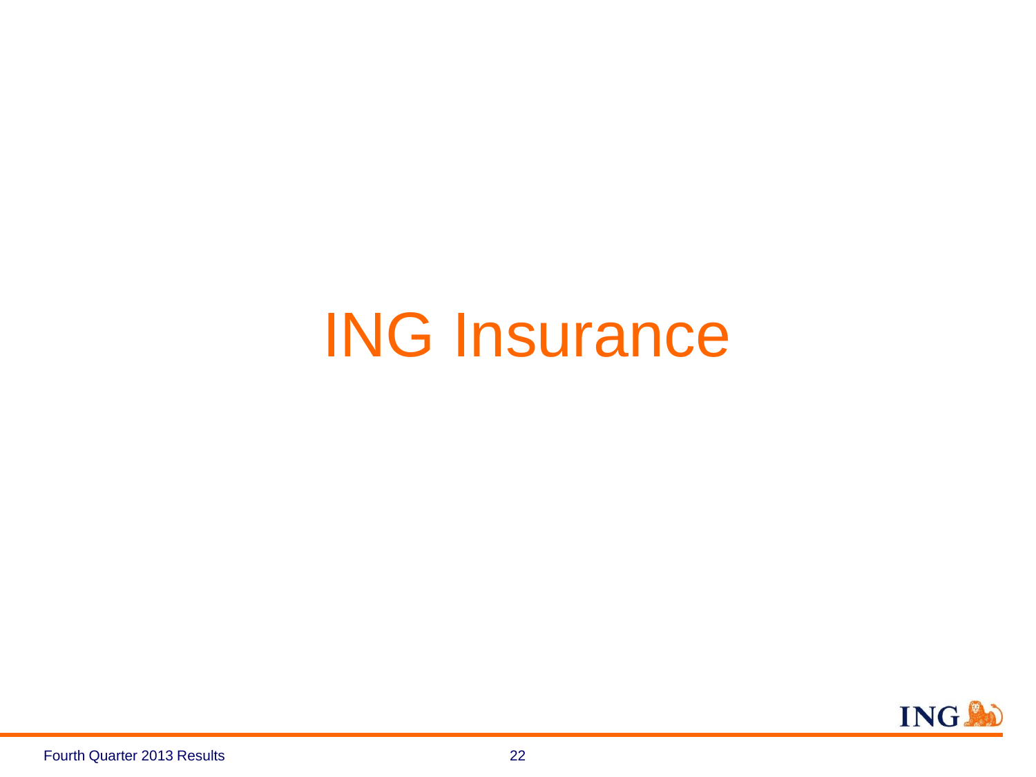# ING Insurance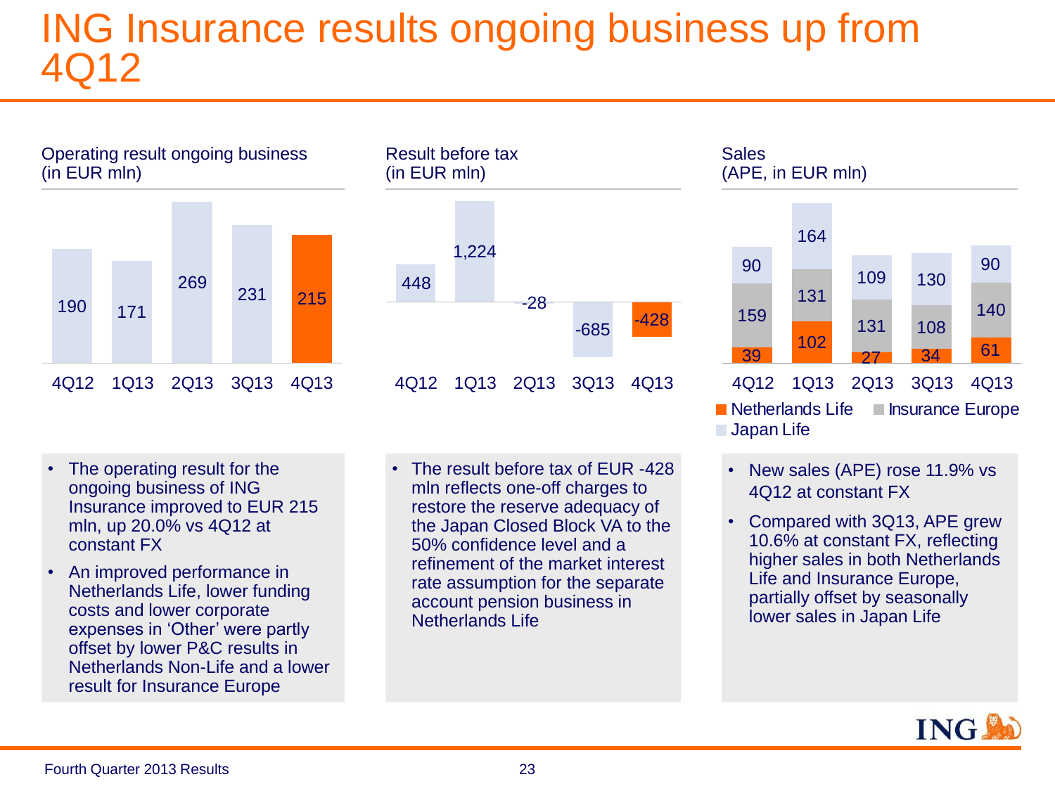# ING Insurance results ongoing business up from 4Q12

Operating result ongoing business (in EUR mln)

| 4Q12 | 1Q13 | 2Q13 | 3Q13 | 4Q13 |
|---|---|---|---|---|
| 190 | 171 | 269 | 231 | 215 |

- The operating result for the ongoing business of ING Insurance improved to EUR 215 mln, up 20.0% vs 4Q12 at constant FX
- An improved performance in Netherlands Life, lower funding costs and lower corporate expenses in 'Other' were partly offset by lower P&C results in Netherlands Non-Life and a lower result for Insurance Europe

Result before tax (in EUR mln)

| 4Q12 | 1Q13 | 2Q13 | 3Q13 | 4Q13 |
|---|---|---|---|---|
| 448 | 1,224 | -28 | -685 | -428 |

- The result before tax of EUR -428 mln reflects one-off charges to restore the reserve adequacy of the Japan Closed Block VA to the 50% confidence level and a refinement of the market interest rate assumption for the separate account pension business in Netherlands Life

Sales (APE, in EUR mln)

| | 4Q12 | 1Q13 | 2Q13 | 3Q13 | 4Q13 |
|---|---|---|---|---|---|
| Netherlands Life | 39 | 102 | 27 | 34 | 61 |
| Insurance Europe | 159 | 131 | 131 | 108 | 140 |
| Japan Life | 90 | 164 | 109 | 130 | 90 |

- New sales (APE) rose 11.9% vs 4Q12 at constant FX
- Compared with 3Q13, APE grew 10.6% at constant FX, reflecting higher sales in both Netherlands Life and Insurance Europe, partially offset by seasonally lower sales in Japan Life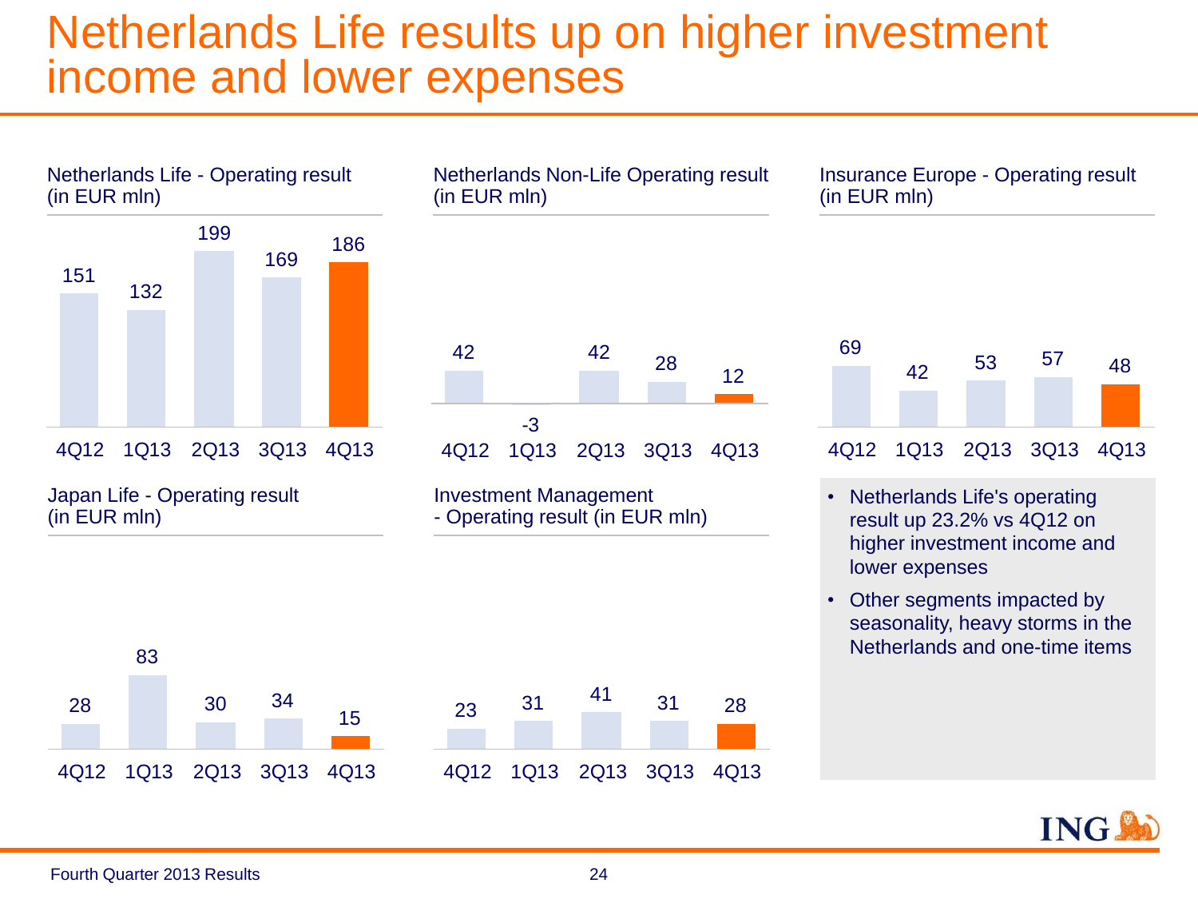# Netherlands Life results up on higher investment income and lower expenses

**Netherlands Life - Operating result (in EUR mln)**

| 4Q12 | 1Q13 | 2Q13 | 3Q13 | 4Q13 |
|---|---|---|---|---|
| 151 | 132 | 199 | 169 | 186 |

**Netherlands Non-Life Operating result (in EUR mln)**

| 4Q12 | 1Q13 | 2Q13 | 3Q13 | 4Q13 |
|---|---|---|---|---|
| 42 | -3 | 42 | 28 | 12 |

**Insurance Europe - Operating result (in EUR mln)**

| 4Q12 | 1Q13 | 2Q13 | 3Q13 | 4Q13 |
|---|---|---|---|---|
| 69 | 42 | 53 | 57 | 48 |

**Japan Life - Operating result (in EUR mln)**

| 4Q12 | 1Q13 | 2Q13 | 3Q13 | 4Q13 |
|---|---|---|---|---|
| 28 | 83 | 30 | 34 | 15 |

**Investment Management - Operating result (in EUR mln)**

| 4Q12 | 1Q13 | 2Q13 | 3Q13 | 4Q13 |
|---|---|---|---|---|
| 23 | 31 | 41 | 31 | 28 |

- Netherlands Life's operating result up 23.2% vs 4Q12 on higher investment income and lower expenses
- Other segments impacted by seasonality, heavy storms in the Netherlands and one-time items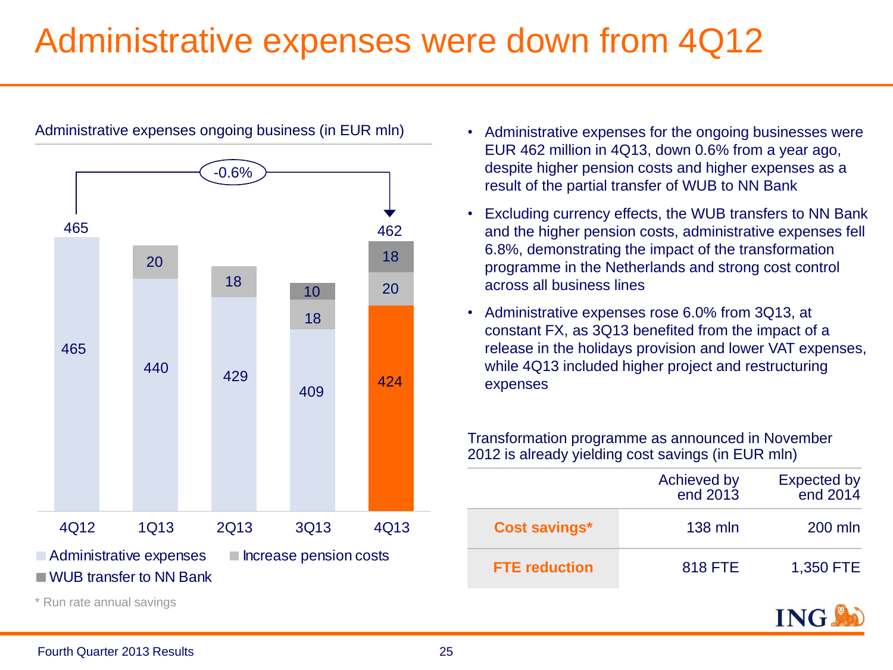# Administrative expenses were down from 4Q12

Administrative expenses ongoing business (in EUR mln)

| | 4Q12 | 1Q13 | 2Q13 | 3Q13 | 4Q13 |
|---|---|---|---|---|---|
| Administrative expenses | 465 | 440 | 429 | 409 | 424 |
| Increase pension costs | | 20 | 18 | 18 | 20 |
| WUB transfer to NN Bank | | | | 10 | 18 |
| Total | 465 | | | | 462 |

4Q12 to 4Q13: -0.6%

- Administrative expenses for the ongoing businesses were EUR 462 million in 4Q13, down 0.6% from a year ago, despite higher pension costs and higher expenses as a result of the partial transfer of WUB to NN Bank
- Excluding currency effects, the WUB transfers to NN Bank and the higher pension costs, administrative expenses fell 6.8%, demonstrating the impact of the transformation programme in the Netherlands and strong cost control across all business lines
- Administrative expenses rose 6.0% from 3Q13, at constant FX, as 3Q13 benefited from the impact of a release in the holidays provision and lower VAT expenses, while 4Q13 included higher project and restructuring expenses

Transformation programme as announced in November 2012 is already yielding cost savings (in EUR mln)

| | Achieved by end 2013 | Expected by end 2014 |
|---|---|---|
| **Cost savings*** | 138 mln | 200 mln |
| **FTE reduction** | 818 FTE | 1,350 FTE |

* Run rate annual savings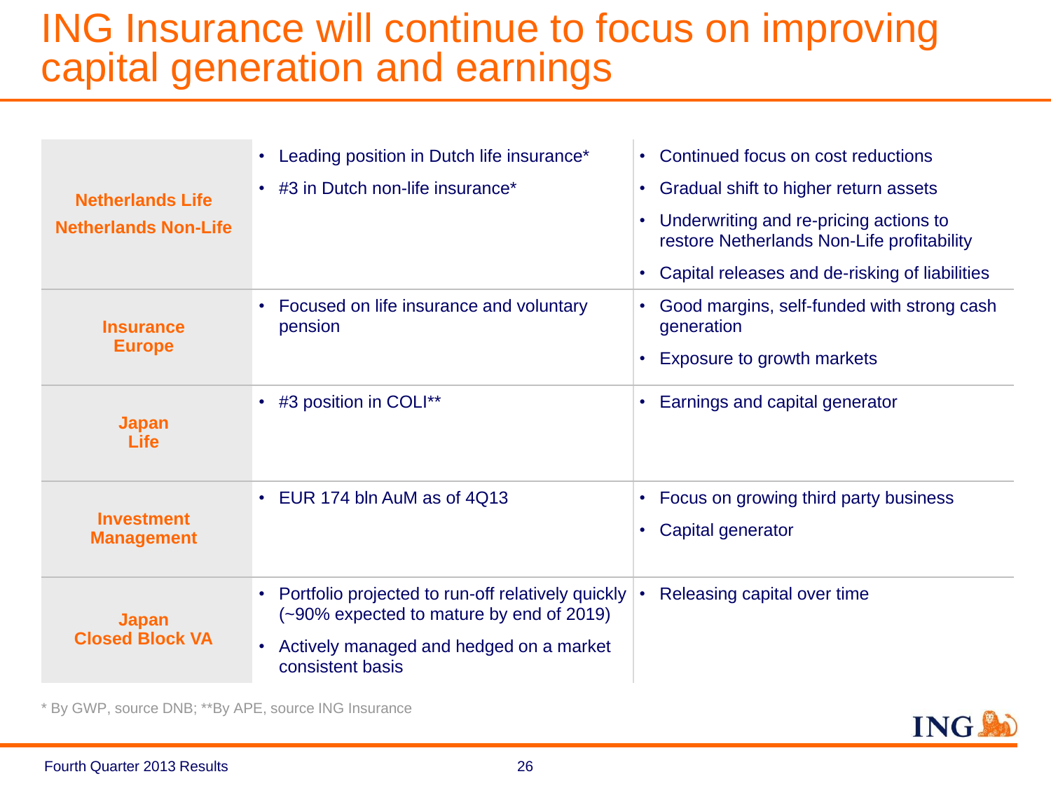# ING Insurance will continue to focus on improving capital generation and earnings

| | | |
|---|---|---|
| **Netherlands Life**<br>**Netherlands Non-Life** | • Leading position in Dutch life insurance*<br>• #3 in Dutch non-life insurance* | • Continued focus on cost reductions<br>• Gradual shift to higher return assets<br>• Underwriting and re-pricing actions to restore Netherlands Non-Life profitability<br>• Capital releases and de-risking of liabilities |
| **Insurance Europe** | • Focused on life insurance and voluntary pension | • Good margins, self-funded with strong cash generation<br>• Exposure to growth markets |
| **Japan Life** | • #3 position in COLI** | • Earnings and capital generator |
| **Investment Management** | • EUR 174 bln AuM as of 4Q13 | • Focus on growing third party business<br>• Capital generator |
| **Japan Closed Block VA** | • Portfolio projected to run-off relatively quickly (~90% expected to mature by end of 2019)<br>• Actively managed and hedged on a market consistent basis | • Releasing capital over time |

* By GWP, source DNB; **By APE, source ING Insurance

Fourth Quarter 2013 Results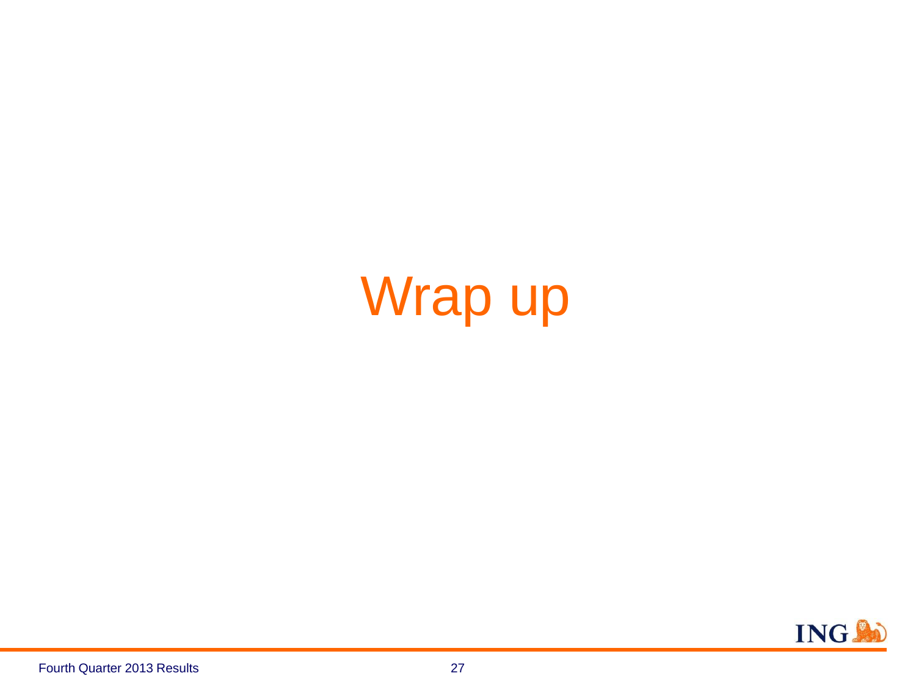# Wrap up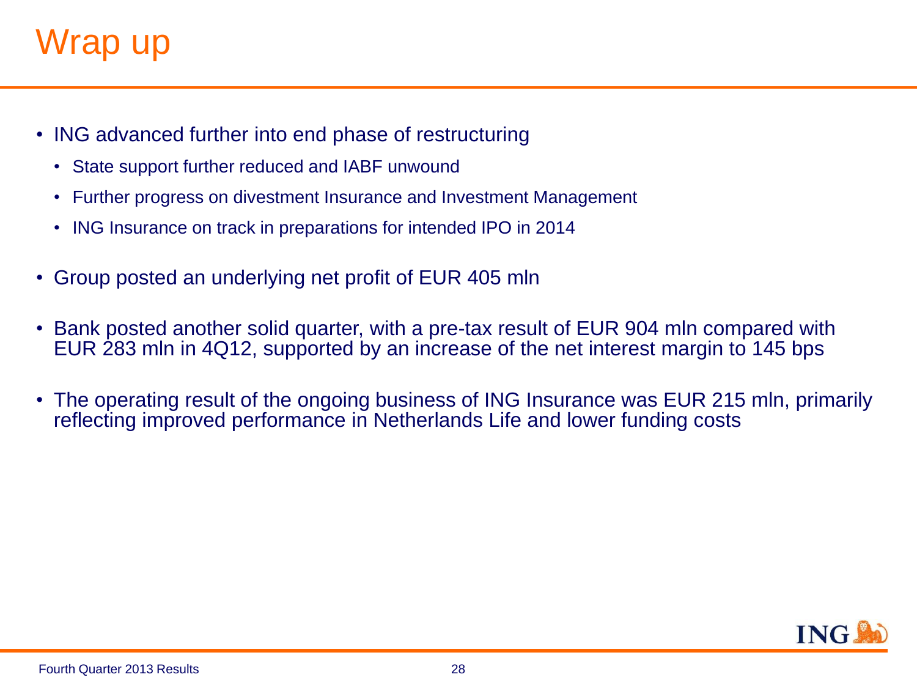# Wrap up

- ING advanced further into end phase of restructuring
  - State support further reduced and IABF unwound
  - Further progress on divestment Insurance and Investment Management
  - ING Insurance on track in preparations for intended IPO in 2014
- Group posted an underlying net profit of EUR 405 mln
- Bank posted another solid quarter, with a pre-tax result of EUR 904 mln compared with EUR 283 mln in 4Q12, supported by an increase of the net interest margin to 145 bps
- The operating result of the ongoing business of ING Insurance was EUR 215 mln, primarily reflecting improved performance in Netherlands Life and lower funding costs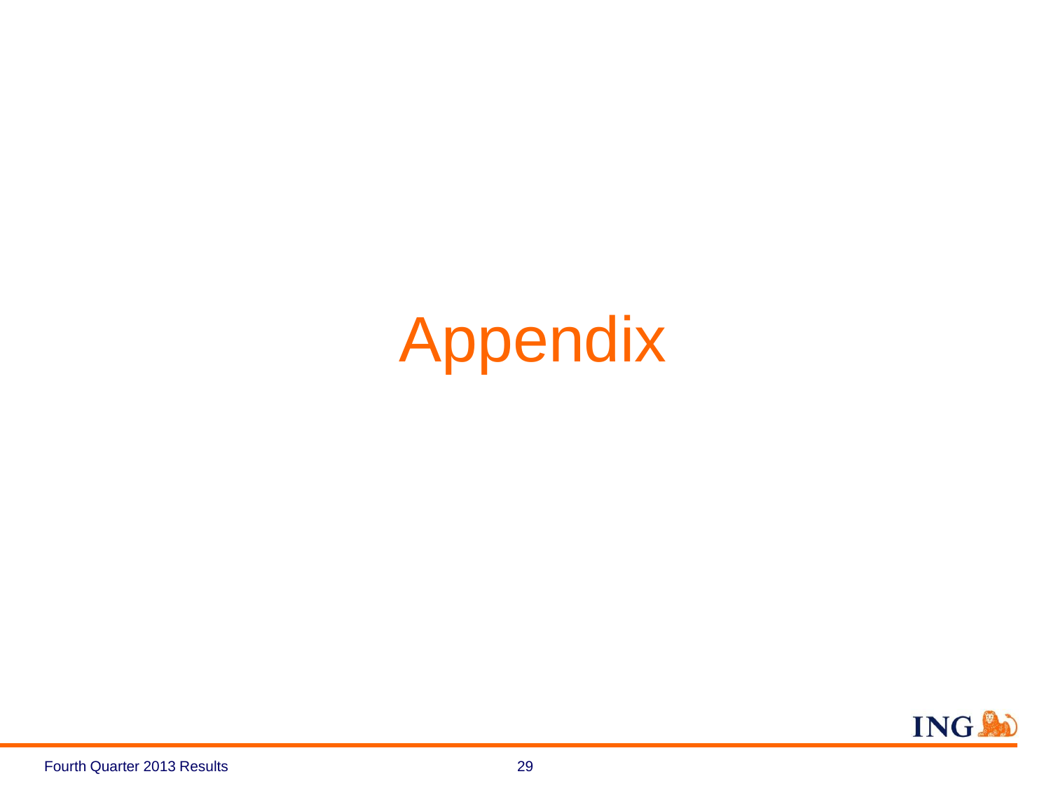# Appendix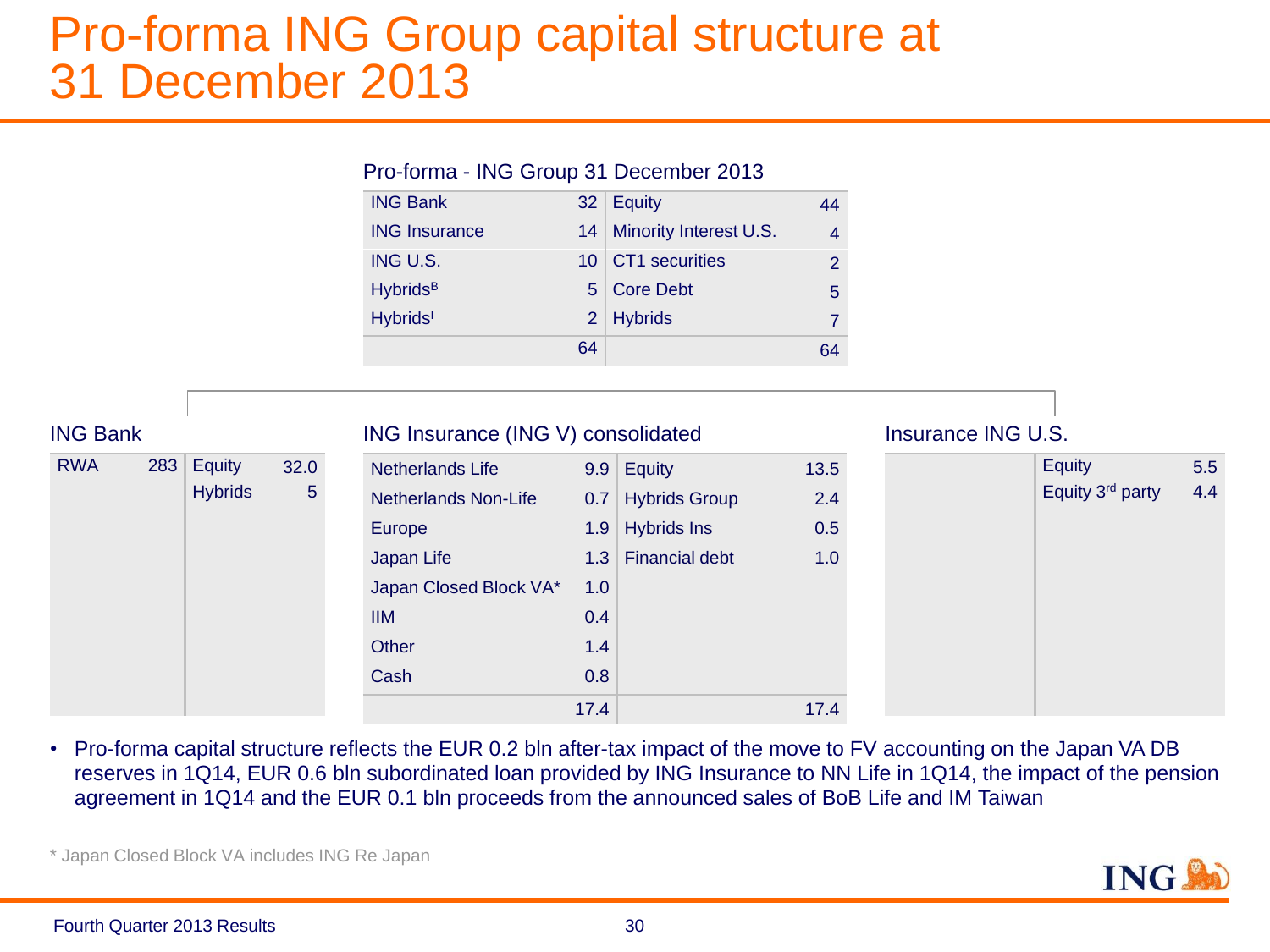# Pro-forma ING Group capital structure at 31 December 2013

**Pro-forma - ING Group 31 December 2013**

| | | | |
|---|---|---|---|
| ING Bank | 32 | Equity | 44 |
| ING Insurance | 14 | Minority Interest U.S. | 4 |
| ING U.S. | 10 | CT1 securities | 2 |
| Hybrids[B] | 5 | Core Debt | 5 |
| Hybrids[I] | 2 | Hybrids | 7 |
| | 64 | | 64 |

**ING Bank**

| | | | |
|---|---|---|---|
| RWA | 283 | Equity | 32.0 |
| | | Hybrids | 5 |

**ING Insurance (ING V) consolidated**

| | | | |
|---|---|---|---|
| Netherlands Life | 9.9 | Equity | 13.5 |
| Netherlands Non-Life | 0.7 | Hybrids Group | 2.4 |
| Europe | 1.9 | Hybrids Ins | 0.5 |
| Japan Life | 1.3 | Financial debt | 1.0 |
| Japan Closed Block VA* | 1.0 | | |
| IIM | 0.4 | | |
| Other | 1.4 | | |
| Cash | 0.8 | | |
| | 17.4 | | 17.4 |

**Insurance ING U.S.**

| | | | |
|---|---|---|---|
| | | Equity | 5.5 |
| | | Equity 3rd party | 4.4 |

- Pro-forma capital structure reflects the EUR 0.2 bln after-tax impact of the move to FV accounting on the Japan VA DB reserves in 1Q14, EUR 0.6 bln subordinated loan provided by ING Insurance to NN Life in 1Q14, the impact of the pension agreement in 1Q14 and the EUR 0.1 bln proceeds from the announced sales of BoB Life and IM Taiwan

\* Japan Closed Block VA includes ING Re Japan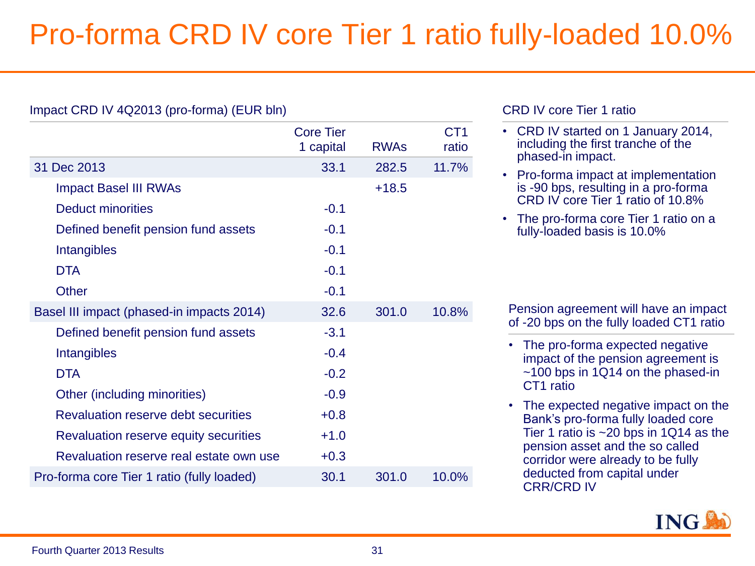# Pro-forma CRD IV core Tier 1 ratio fully-loaded 10.0%

Impact CRD IV 4Q2013 (pro-forma) (EUR bln)

| | Core Tier 1 capital | RWAs | CT1 ratio |
|---|---|---|---|
| 31 Dec 2013 | 33.1 | 282.5 | 11.7% |
| Impact Basel III RWAs | | +18.5 | |
| Deduct minorities | -0.1 | | |
| Defined benefit pension fund assets | -0.1 | | |
| Intangibles | -0.1 | | |
| DTA | -0.1 | | |
| Other | -0.1 | | |
| Basel III impact (phased-in impacts 2014) | 32.6 | 301.0 | 10.8% |
| Defined benefit pension fund assets | -3.1 | | |
| Intangibles | -0.4 | | |
| DTA | -0.2 | | |
| Other (including minorities) | -0.9 | | |
| Revaluation reserve debt securities | +0.8 | | |
| Revaluation reserve equity securities | +1.0 | | |
| Revaluation reserve real estate own use | +0.3 | | |
| Pro-forma core Tier 1 ratio (fully loaded) | 30.1 | 301.0 | 10.0% |

CRD IV core Tier 1 ratio

- CRD IV started on 1 January 2014, including the first tranche of the phased-in impact.
- Pro-forma impact at implementation is -90 bps, resulting in a pro-forma CRD IV core Tier 1 ratio of 10.8%
- The pro-forma core Tier 1 ratio on a fully-loaded basis is 10.0%

Pension agreement will have an impact of -20 bps on the fully loaded CT1 ratio

- The pro-forma expected negative impact of the pension agreement is ~100 bps in 1Q14 on the phased-in CT1 ratio
- The expected negative impact on the Bank's pro-forma fully loaded core Tier 1 ratio is ~20 bps in 1Q14 as the pension asset and the so called corridor were already to be fully deducted from capital under CRR/CRD IV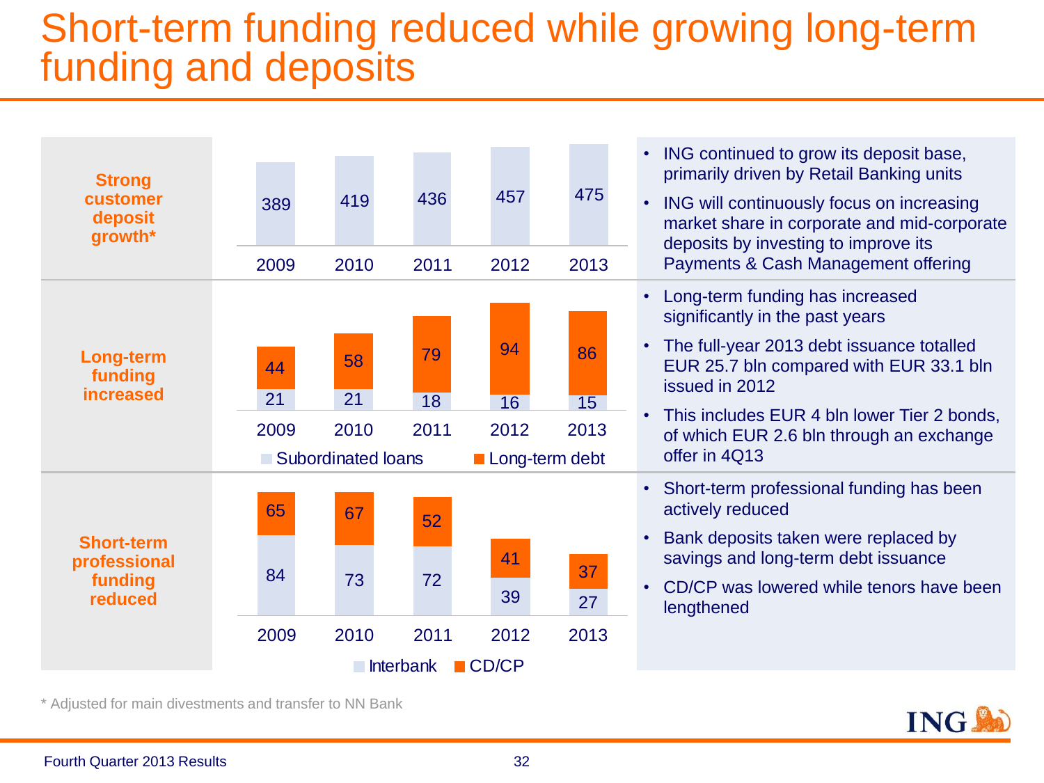# Short-term funding reduced while growing long-term funding and deposits

**Strong customer deposit growth***

| 2009 | 2010 | 2011 | 2012 | 2013 |
|---|---|---|---|---|
| 389 | 419 | 436 | 457 | 475 |

- ING continued to grow its deposit base, primarily driven by Retail Banking units
- ING will continuously focus on increasing market share in corporate and mid-corporate deposits by investing to improve its Payments & Cash Management offering

**Long-term funding increased**

| | 2009 | 2010 | 2011 | 2012 | 2013 |
|---|---|---|---|---|---|
| Long-term debt | 44 | 58 | 79 | 94 | 86 |
| Subordinated loans | 21 | 21 | 18 | 16 | 15 |

- Long-term funding has increased significantly in the past years
- The full-year 2013 debt issuance totalled EUR 25.7 bln compared with EUR 33.1 bln issued in 2012
- This includes EUR 4 bln lower Tier 2 bonds, of which EUR 2.6 bln through an exchange offer in 4Q13

**Short-term professional funding reduced**

| | 2009 | 2010 | 2011 | 2012 | 2013 |
|---|---|---|---|---|---|
| CD/CP | 65 | 67 | 52 | 41 | 37 |
| Interbank | 84 | 73 | 72 | 39 | 27 |

- Short-term professional funding has been actively reduced
- Bank deposits taken were replaced by savings and long-term debt issuance
- CD/CP was lowered while tenors have been lengthened

\* Adjusted for main divestments and transfer to NN Bank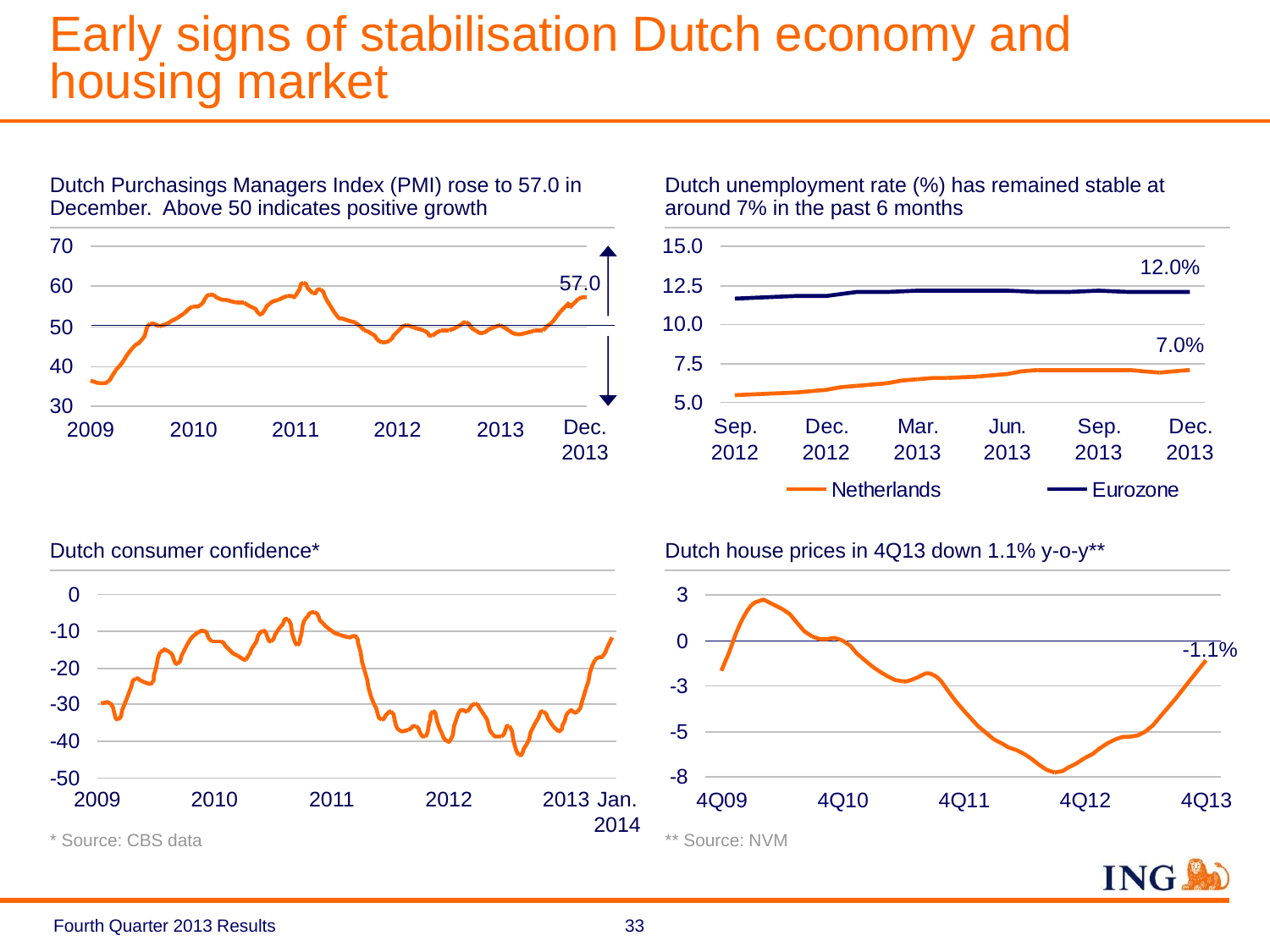# Early signs of stabilisation Dutch economy and housing market

Dutch Purchasings Managers Index (PMI) rose to 57.0 in December. Above 50 indicates positive growth

70
60
50
40
30
2009 2010 2011 2012 2013 Dec. 2013
57.0

Dutch unemployment rate (%) has remained stable at around 7% in the past 6 months

15.0
12.5
10.0
7.5
5.0
Sep. 2012 Dec. 2012 Mar. 2013 Jun. 2013 Sep. 2013 Dec. 2013
12.0%
7.0%
Netherlands Eurozone

Dutch consumer confidence*

0
-10
-20
-30
-40
-50
2009 2010 2011 2012 2013 Jan. 2014

\* Source: CBS data

Dutch house prices in 4Q13 down 1.1% y-o-y**

3
0
-3
-5
-8
4Q09 4Q10 4Q11 4Q12 4Q13
-1.1%

** Source: NVM

Fourth Quarter 2013 Results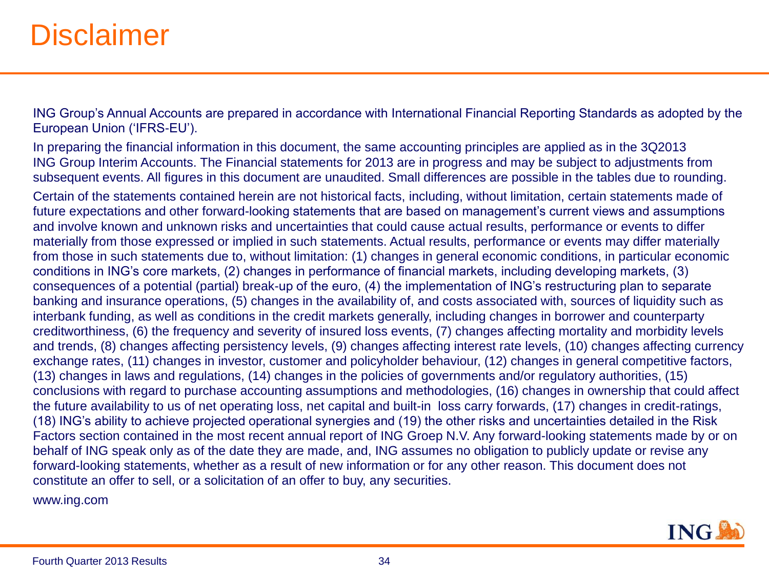# Disclaimer

ING Group's Annual Accounts are prepared in accordance with International Financial Reporting Standards as adopted by the European Union ('IFRS-EU').

In preparing the financial information in this document, the same accounting principles are applied as in the 3Q2013 ING Group Interim Accounts. The Financial statements for 2013 are in progress and may be subject to adjustments from subsequent events. All figures in this document are unaudited. Small differences are possible in the tables due to rounding.

Certain of the statements contained herein are not historical facts, including, without limitation, certain statements made of future expectations and other forward-looking statements that are based on management's current views and assumptions and involve known and unknown risks and uncertainties that could cause actual results, performance or events to differ materially from those expressed or implied in such statements. Actual results, performance or events may differ materially from those in such statements due to, without limitation: (1) changes in general economic conditions, in particular economic conditions in ING's core markets, (2) changes in performance of financial markets, including developing markets, (3) consequences of a potential (partial) break-up of the euro, (4) the implementation of ING's restructuring plan to separate banking and insurance operations, (5) changes in the availability of, and costs associated with, sources of liquidity such as interbank funding, as well as conditions in the credit markets generally, including changes in borrower and counterparty creditworthiness, (6) the frequency and severity of insured loss events, (7) changes affecting mortality and morbidity levels and trends, (8) changes affecting persistency levels, (9) changes affecting interest rate levels, (10) changes affecting currency exchange rates, (11) changes in investor, customer and policyholder behaviour, (12) changes in general competitive factors, (13) changes in laws and regulations, (14) changes in the policies of governments and/or regulatory authorities, (15) conclusions with regard to purchase accounting assumptions and methodologies, (16) changes in ownership that could affect the future availability to us of net operating loss, net capital and built-in loss carry forwards, (17) changes in credit-ratings, (18) ING's ability to achieve projected operational synergies and (19) the other risks and uncertainties detailed in the Risk Factors section contained in the most recent annual report of ING Groep N.V. Any forward-looking statements made by or on behalf of ING speak only as of the date they are made, and, ING assumes no obligation to publicly update or revise any forward-looking statements, whether as a result of new information or for any other reason. This document does not constitute an offer to sell, or a solicitation of an offer to buy, any securities.

www.ing.com